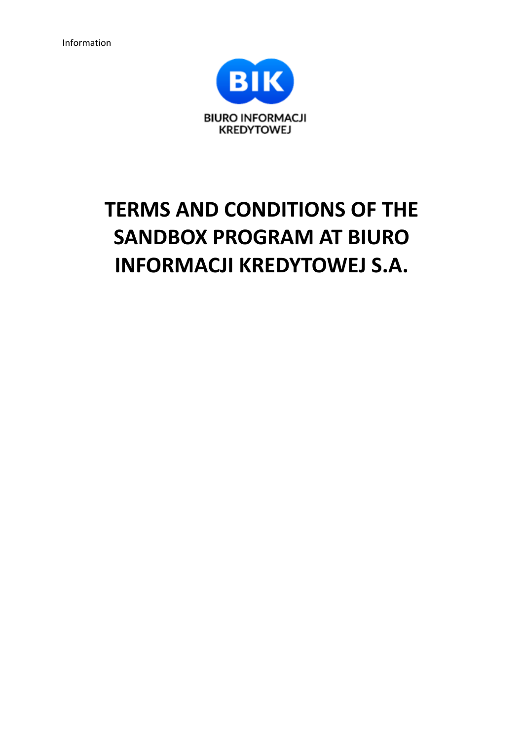Information

BIK

BIURO INFORMACJI KREDYTOWEJ

# TERMS AND CONDITIONS OF THE SANDBOX PROGRAM AT BIURO INFORMACJI KREDYTOWEJ S.A.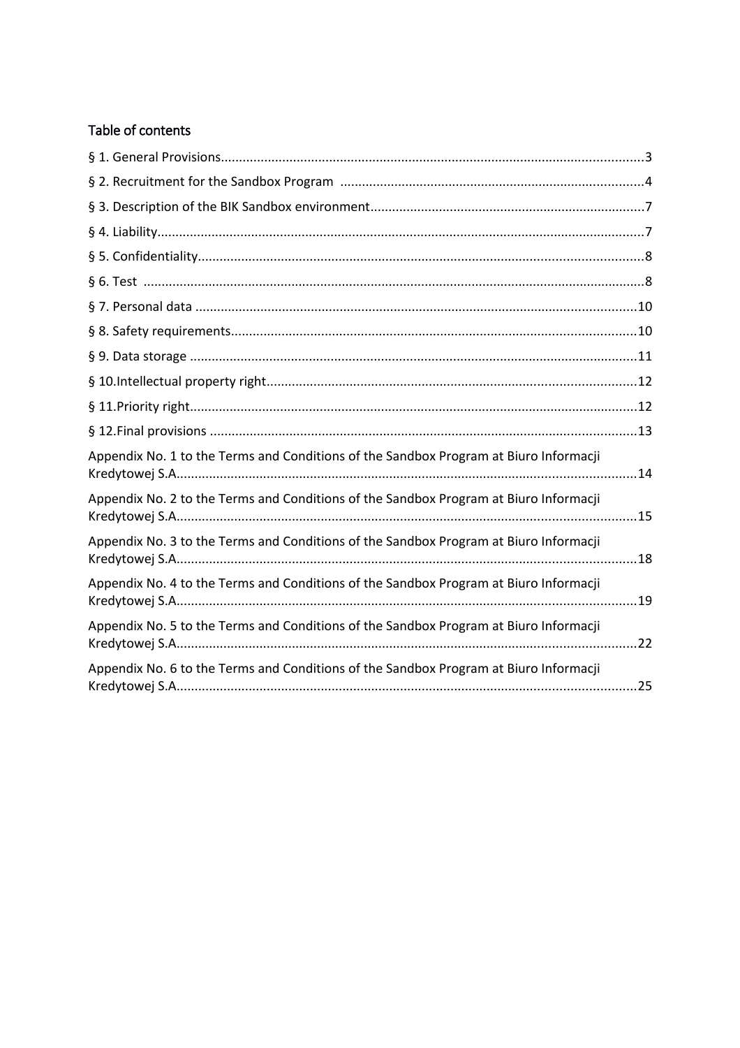## Table of contents

§ 1. General Provisions....................................................................................................................3

§ 2. Recruitment for the Sandbox Program ...................................................................................4

§ 3. Description of the BIK Sandbox environment...........................................................................7

§ 4. Liability.....................................................................................................................................7

§ 5. Confidentiality..........................................................................................................................8

§ 6. Test .........................................................................................................................................8

§ 7. Personal data .........................................................................................................................10

§ 8. Safety requirements...............................................................................................................10

§ 9. Data storage ...........................................................................................................................11

§ 10.Intellectual property right.......................................................................................................12

§ 11.Priority right.............................................................................................................................12

§ 12.Final provisions .......................................................................................................................13

Appendix No. 1 to the Terms and Conditions of the Sandbox Program at Biuro Informacji Kredytowej S.A...............................................................................................................................14

Appendix No. 2 to the Terms and Conditions of the Sandbox Program at Biuro Informacji Kredytowej S.A...............................................................................................................................15

Appendix No. 3 to the Terms and Conditions of the Sandbox Program at Biuro Informacji Kredytowej S.A...............................................................................................................................18

Appendix No. 4 to the Terms and Conditions of the Sandbox Program at Biuro Informacji Kredytowej S.A...............................................................................................................................19

Appendix No. 5 to the Terms and Conditions of the Sandbox Program at Biuro Informacji Kredytowej S.A...............................................................................................................................22

Appendix No. 6 to the Terms and Conditions of the Sandbox Program at Biuro Informacji Kredytowej S.A...............................................................................................................................25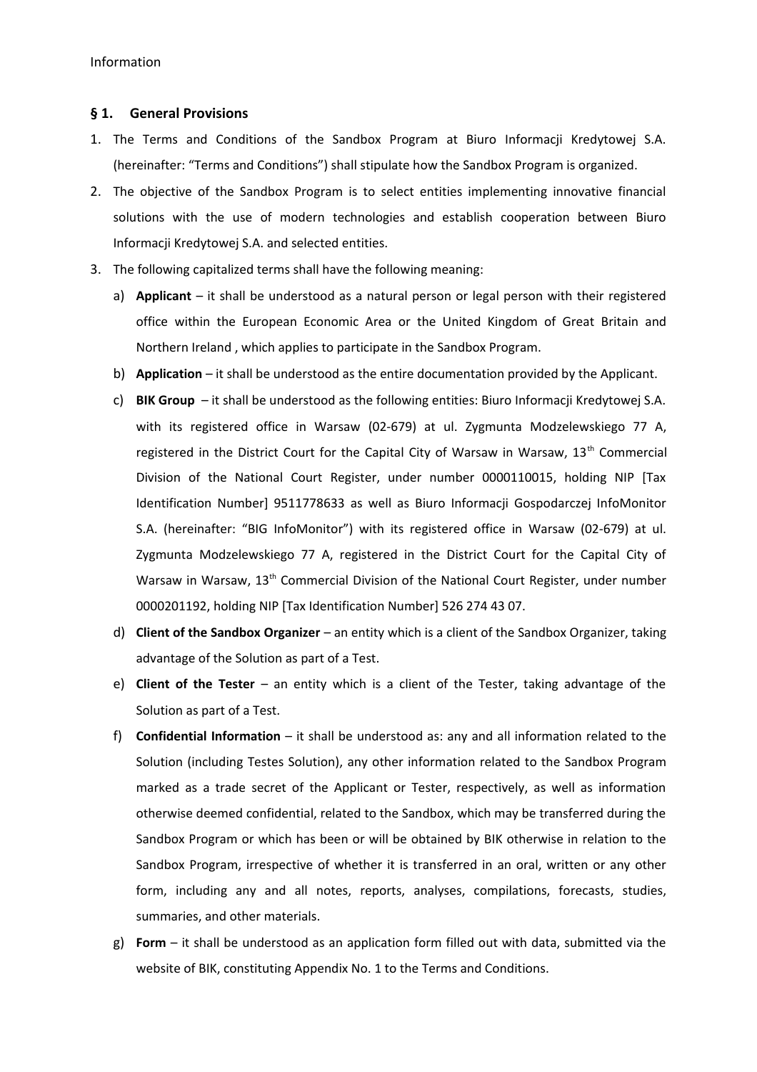Information

## § 1. General Provisions

1. The Terms and Conditions of the Sandbox Program at Biuro Informacji Kredytowej S.A. (hereinafter: "Terms and Conditions") shall stipulate how the Sandbox Program is organized.
2. The objective of the Sandbox Program is to select entities implementing innovative financial solutions with the use of modern technologies and establish cooperation between Biuro Informacji Kredytowej S.A. and selected entities.
3. The following capitalized terms shall have the following meaning:
   a) **Applicant** – it shall be understood as a natural person or legal person with their registered office within the European Economic Area or the United Kingdom of Great Britain and Northern Ireland , which applies to participate in the Sandbox Program.
   b) **Application** – it shall be understood as the entire documentation provided by the Applicant.
   c) **BIK Group** – it shall be understood as the following entities: Biuro Informacji Kredytowej S.A. with its registered office in Warsaw (02-679) at ul. Zygmunta Modzelewskiego 77 A, registered in the District Court for the Capital City of Warsaw in Warsaw, 13th Commercial Division of the National Court Register, under number 0000110015, holding NIP [Tax Identification Number] 9511778633 as well as Biuro Informacji Gospodarczej InfoMonitor S.A. (hereinafter: "BIG InfoMonitor") with its registered office in Warsaw (02-679) at ul. Zygmunta Modzelewskiego 77 A, registered in the District Court for the Capital City of Warsaw in Warsaw, 13th Commercial Division of the National Court Register, under number 0000201192, holding NIP [Tax Identification Number] 526 274 43 07.
   d) **Client of the Sandbox Organizer** – an entity which is a client of the Sandbox Organizer, taking advantage of the Solution as part of a Test.
   e) **Client of the Tester** – an entity which is a client of the Tester, taking advantage of the Solution as part of a Test.
   f) **Confidential Information** – it shall be understood as: any and all information related to the Solution (including Testes Solution), any other information related to the Sandbox Program marked as a trade secret of the Applicant or Tester, respectively, as well as information otherwise deemed confidential, related to the Sandbox, which may be transferred during the Sandbox Program or which has been or will be obtained by BIK otherwise in relation to the Sandbox Program, irrespective of whether it is transferred in an oral, written or any other form, including any and all notes, reports, analyses, compilations, forecasts, studies, summaries, and other materials.
   g) **Form** – it shall be understood as an application form filled out with data, submitted via the website of BIK, constituting Appendix No. 1 to the Terms and Conditions.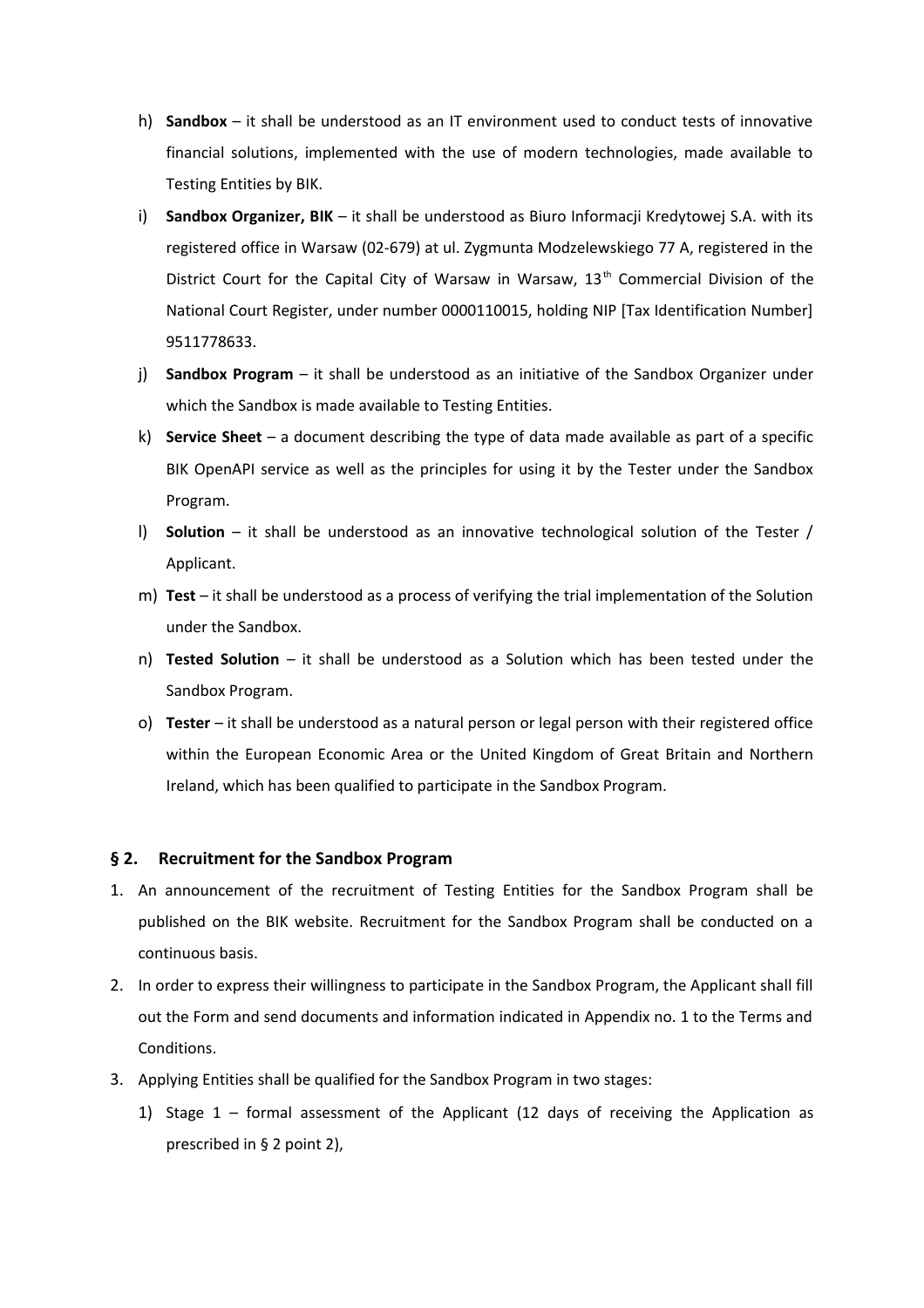h) **Sandbox** – it shall be understood as an IT environment used to conduct tests of innovative financial solutions, implemented with the use of modern technologies, made available to Testing Entities by BIK.

i) **Sandbox Organizer, BIK** – it shall be understood as Biuro Informacji Kredytowej S.A. with its registered office in Warsaw (02-679) at ul. Zygmunta Modzelewskiego 77 A, registered in the District Court for the Capital City of Warsaw in Warsaw, 13th Commercial Division of the National Court Register, under number 0000110015, holding NIP [Tax Identification Number] 9511778633.

j) **Sandbox Program** – it shall be understood as an initiative of the Sandbox Organizer under which the Sandbox is made available to Testing Entities.

k) **Service Sheet** – a document describing the type of data made available as part of a specific BIK OpenAPI service as well as the principles for using it by the Tester under the Sandbox Program.

l) **Solution** – it shall be understood as an innovative technological solution of the Tester / Applicant.

m) **Test** – it shall be understood as a process of verifying the trial implementation of the Solution under the Sandbox.

n) **Tested Solution** – it shall be understood as a Solution which has been tested under the Sandbox Program.

o) **Tester** – it shall be understood as a natural person or legal person with their registered office within the European Economic Area or the United Kingdom of Great Britain and Northern Ireland, which has been qualified to participate in the Sandbox Program.

## § 2. Recruitment for the Sandbox Program

1. An announcement of the recruitment of Testing Entities for the Sandbox Program shall be published on the BIK website. Recruitment for the Sandbox Program shall be conducted on a continuous basis.
2. In order to express their willingness to participate in the Sandbox Program, the Applicant shall fill out the Form and send documents and information indicated in Appendix no. 1 to the Terms and Conditions.
3. Applying Entities shall be qualified for the Sandbox Program in two stages:
   1) Stage 1 – formal assessment of the Applicant (12 days of receiving the Application as prescribed in § 2 point 2),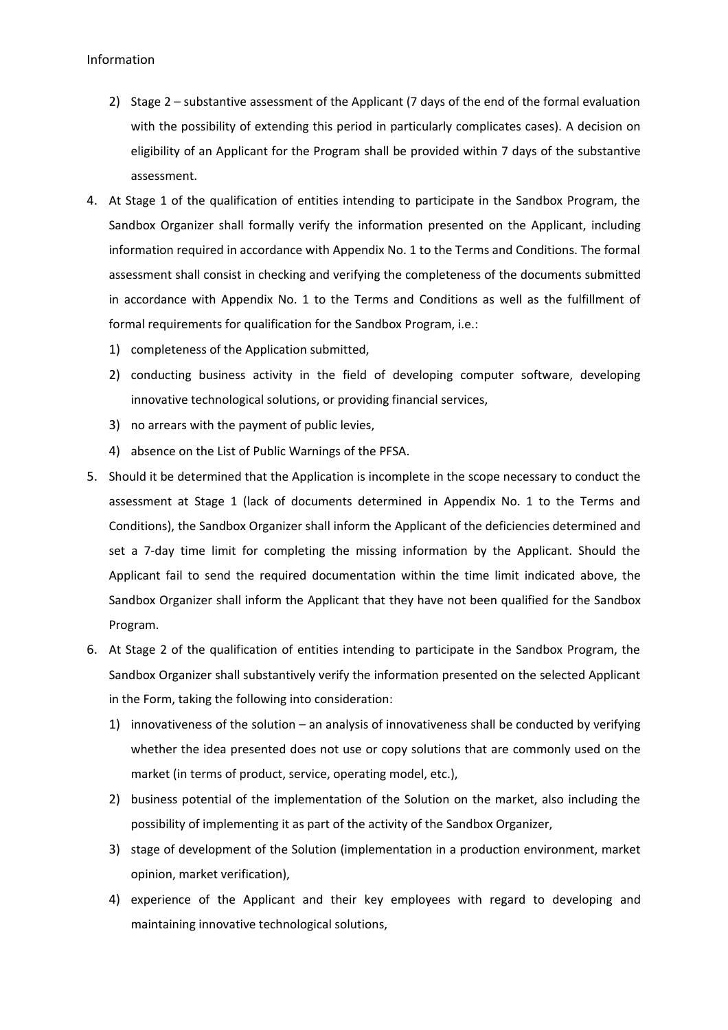2) Stage 2 – substantive assessment of the Applicant (7 days of the end of the formal evaluation with the possibility of extending this period in particularly complicates cases). A decision on eligibility of an Applicant for the Program shall be provided within 7 days of the substantive assessment.

4. At Stage 1 of the qualification of entities intending to participate in the Sandbox Program, the Sandbox Organizer shall formally verify the information presented on the Applicant, including information required in accordance with Appendix No. 1 to the Terms and Conditions. The formal assessment shall consist in checking and verifying the completeness of the documents submitted in accordance with Appendix No. 1 to the Terms and Conditions as well as the fulfillment of formal requirements for qualification for the Sandbox Program, i.e.:
   1) completeness of the Application submitted,
   2) conducting business activity in the field of developing computer software, developing innovative technological solutions, or providing financial services,
   3) no arrears with the payment of public levies,
   4) absence on the List of Public Warnings of the PFSA.
5. Should it be determined that the Application is incomplete in the scope necessary to conduct the assessment at Stage 1 (lack of documents determined in Appendix No. 1 to the Terms and Conditions), the Sandbox Organizer shall inform the Applicant of the deficiencies determined and set a 7-day time limit for completing the missing information by the Applicant. Should the Applicant fail to send the required documentation within the time limit indicated above, the Sandbox Organizer shall inform the Applicant that they have not been qualified for the Sandbox Program.
6. At Stage 2 of the qualification of entities intending to participate in the Sandbox Program, the Sandbox Organizer shall substantively verify the information presented on the selected Applicant in the Form, taking the following into consideration:
   1) innovativeness of the solution – an analysis of innovativeness shall be conducted by verifying whether the idea presented does not use or copy solutions that are commonly used on the market (in terms of product, service, operating model, etc.),
   2) business potential of the implementation of the Solution on the market, also including the possibility of implementing it as part of the activity of the Sandbox Organizer,
   3) stage of development of the Solution (implementation in a production environment, market opinion, market verification),
   4) experience of the Applicant and their key employees with regard to developing and maintaining innovative technological solutions,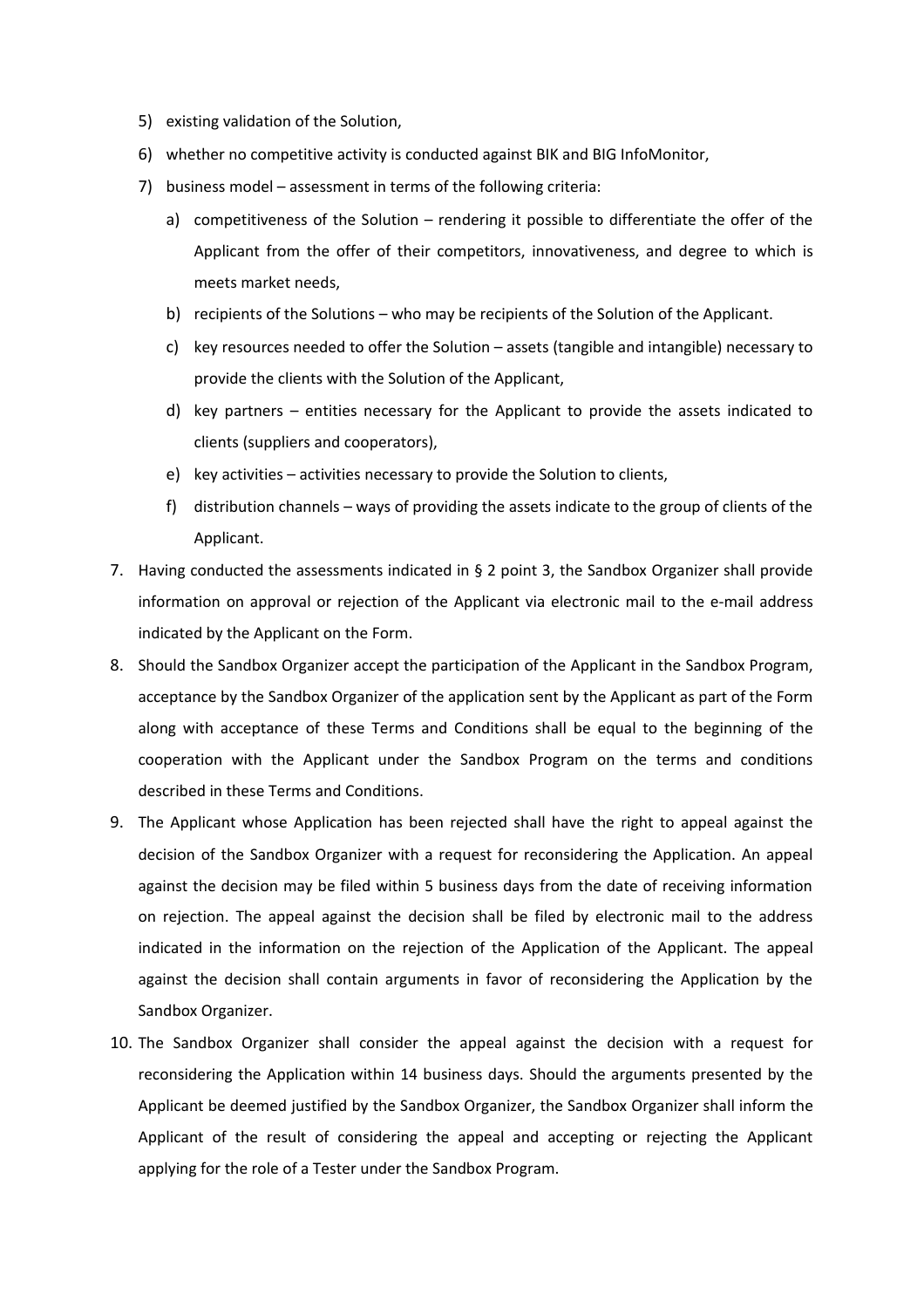5) existing validation of the Solution,
6) whether no competitive activity is conducted against BIK and BIG InfoMonitor,
7) business model – assessment in terms of the following criteria:
    a) competitiveness of the Solution – rendering it possible to differentiate the offer of the Applicant from the offer of their competitors, innovativeness, and degree to which is meets market needs,
    b) recipients of the Solutions – who may be recipients of the Solution of the Applicant.
    c) key resources needed to offer the Solution – assets (tangible and intangible) necessary to provide the clients with the Solution of the Applicant,
    d) key partners – entities necessary for the Applicant to provide the assets indicated to clients (suppliers and cooperators),
    e) key activities – activities necessary to provide the Solution to clients,
    f) distribution channels – ways of providing the assets indicate to the group of clients of the Applicant.

7. Having conducted the assessments indicated in § 2 point 3, the Sandbox Organizer shall provide information on approval or rejection of the Applicant via electronic mail to the e-mail address indicated by the Applicant on the Form.
8. Should the Sandbox Organizer accept the participation of the Applicant in the Sandbox Program, acceptance by the Sandbox Organizer of the application sent by the Applicant as part of the Form along with acceptance of these Terms and Conditions shall be equal to the beginning of the cooperation with the Applicant under the Sandbox Program on the terms and conditions described in these Terms and Conditions.
9. The Applicant whose Application has been rejected shall have the right to appeal against the decision of the Sandbox Organizer with a request for reconsidering the Application. An appeal against the decision may be filed within 5 business days from the date of receiving information on rejection. The appeal against the decision shall be filed by electronic mail to the address indicated in the information on the rejection of the Application of the Applicant. The appeal against the decision shall contain arguments in favor of reconsidering the Application by the Sandbox Organizer.
10. The Sandbox Organizer shall consider the appeal against the decision with a request for reconsidering the Application within 14 business days. Should the arguments presented by the Applicant be deemed justified by the Sandbox Organizer, the Sandbox Organizer shall inform the Applicant of the result of considering the appeal and accepting or rejecting the Applicant applying for the role of a Tester under the Sandbox Program.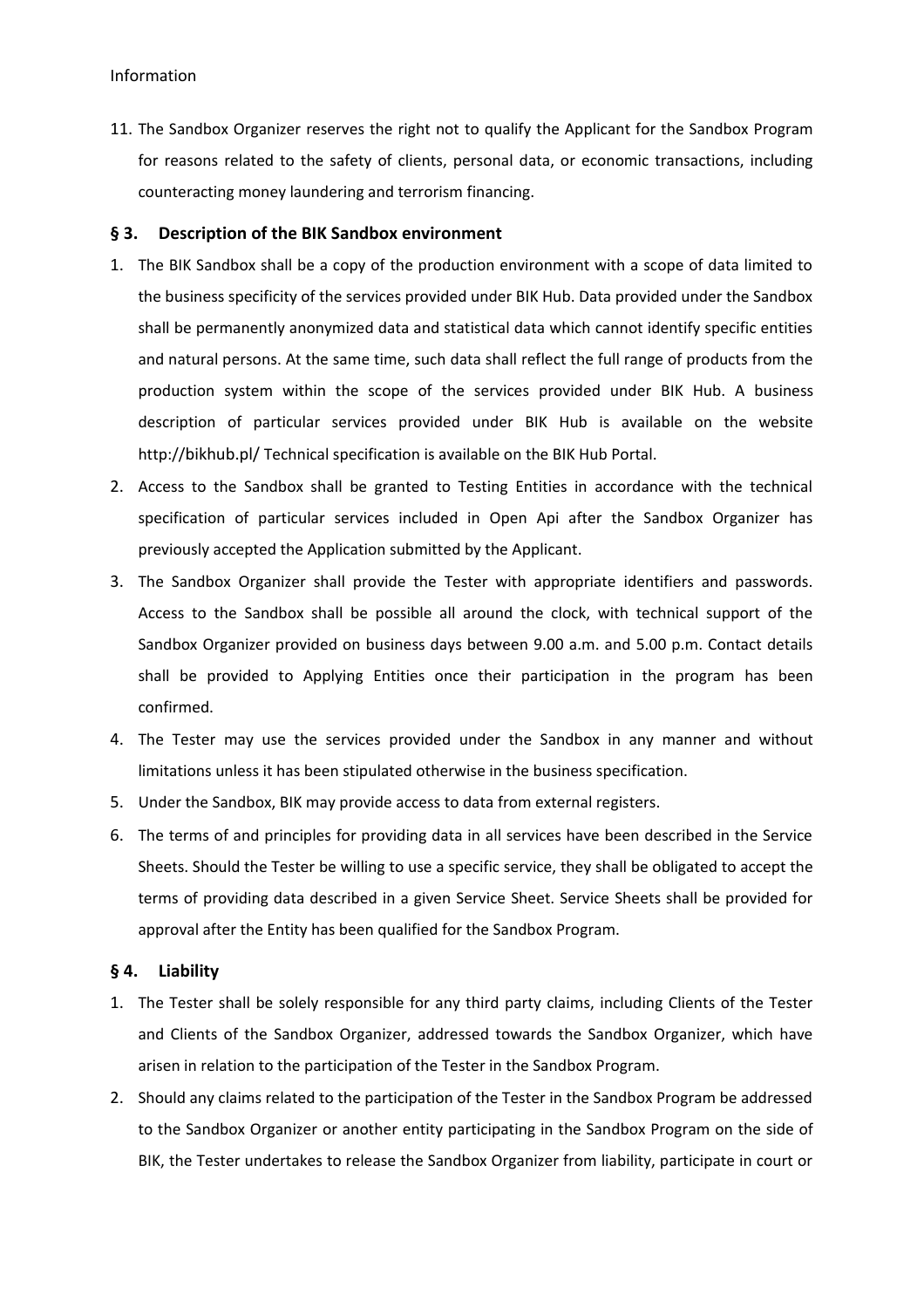11. The Sandbox Organizer reserves the right not to qualify the Applicant for the Sandbox Program for reasons related to the safety of clients, personal data, or economic transactions, including counteracting money laundering and terrorism financing.

## § 3. Description of the BIK Sandbox environment

1. The BIK Sandbox shall be a copy of the production environment with a scope of data limited to the business specificity of the services provided under BIK Hub. Data provided under the Sandbox shall be permanently anonymized data and statistical data which cannot identify specific entities and natural persons. At the same time, such data shall reflect the full range of products from the production system within the scope of the services provided under BIK Hub. A business description of particular services provided under BIK Hub is available on the website http://bikhub.pl/ Technical specification is available on the BIK Hub Portal.
2. Access to the Sandbox shall be granted to Testing Entities in accordance with the technical specification of particular services included in Open Api after the Sandbox Organizer has previously accepted the Application submitted by the Applicant.
3. The Sandbox Organizer shall provide the Tester with appropriate identifiers and passwords. Access to the Sandbox shall be possible all around the clock, with technical support of the Sandbox Organizer provided on business days between 9.00 a.m. and 5.00 p.m. Contact details shall be provided to Applying Entities once their participation in the program has been confirmed.
4. The Tester may use the services provided under the Sandbox in any manner and without limitations unless it has been stipulated otherwise in the business specification.
5. Under the Sandbox, BIK may provide access to data from external registers.
6. The terms of and principles for providing data in all services have been described in the Service Sheets. Should the Tester be willing to use a specific service, they shall be obligated to accept the terms of providing data described in a given Service Sheet. Service Sheets shall be provided for approval after the Entity has been qualified for the Sandbox Program.

## § 4. Liability

1. The Tester shall be solely responsible for any third party claims, including Clients of the Tester and Clients of the Sandbox Organizer, addressed towards the Sandbox Organizer, which have arisen in relation to the participation of the Tester in the Sandbox Program.
2. Should any claims related to the participation of the Tester in the Sandbox Program be addressed to the Sandbox Organizer or another entity participating in the Sandbox Program on the side of BIK, the Tester undertakes to release the Sandbox Organizer from liability, participate in court or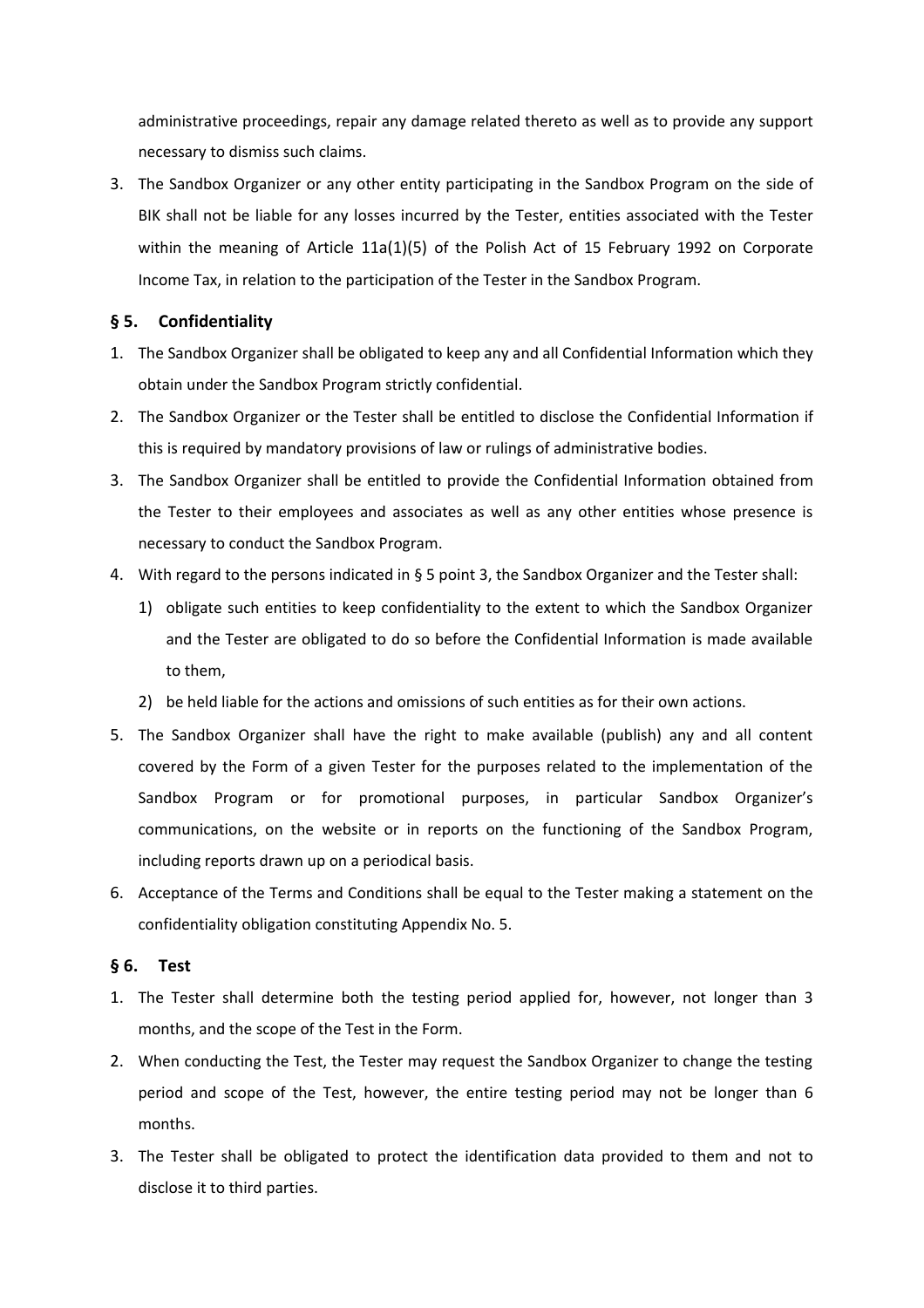administrative proceedings, repair any damage related thereto as well as to provide any support necessary to dismiss such claims.

3. The Sandbox Organizer or any other entity participating in the Sandbox Program on the side of BIK shall not be liable for any losses incurred by the Tester, entities associated with the Tester within the meaning of Article 11a(1)(5) of the Polish Act of 15 February 1992 on Corporate Income Tax, in relation to the participation of the Tester in the Sandbox Program.

## § 5. Confidentiality

1. The Sandbox Organizer shall be obligated to keep any and all Confidential Information which they obtain under the Sandbox Program strictly confidential.
2. The Sandbox Organizer or the Tester shall be entitled to disclose the Confidential Information if this is required by mandatory provisions of law or rulings of administrative bodies.
3. The Sandbox Organizer shall be entitled to provide the Confidential Information obtained from the Tester to their employees and associates as well as any other entities whose presence is necessary to conduct the Sandbox Program.
4. With regard to the persons indicated in § 5 point 3, the Sandbox Organizer and the Tester shall:
   1) obligate such entities to keep confidentiality to the extent to which the Sandbox Organizer and the Tester are obligated to do so before the Confidential Information is made available to them,
   2) be held liable for the actions and omissions of such entities as for their own actions.
5. The Sandbox Organizer shall have the right to make available (publish) any and all content covered by the Form of a given Tester for the purposes related to the implementation of the Sandbox Program or for promotional purposes, in particular Sandbox Organizer's communications, on the website or in reports on the functioning of the Sandbox Program, including reports drawn up on a periodical basis.
6. Acceptance of the Terms and Conditions shall be equal to the Tester making a statement on the confidentiality obligation constituting Appendix No. 5.

## § 6. Test

1. The Tester shall determine both the testing period applied for, however, not longer than 3 months, and the scope of the Test in the Form.
2. When conducting the Test, the Tester may request the Sandbox Organizer to change the testing period and scope of the Test, however, the entire testing period may not be longer than 6 months.
3. The Tester shall be obligated to protect the identification data provided to them and not to disclose it to third parties.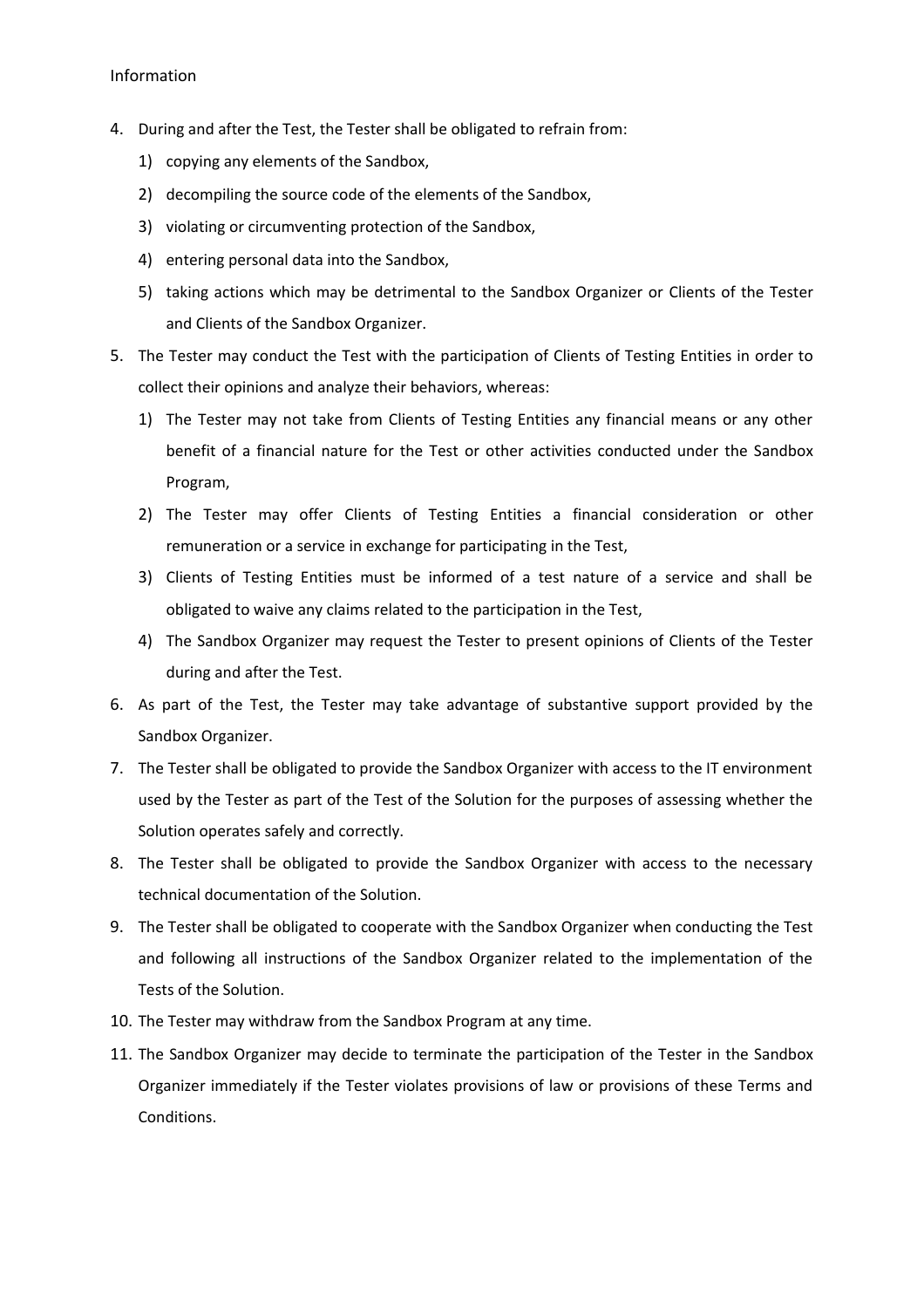Information

4. During and after the Test, the Tester shall be obligated to refrain from:
   1) copying any elements of the Sandbox,
   2) decompiling the source code of the elements of the Sandbox,
   3) violating or circumventing protection of the Sandbox,
   4) entering personal data into the Sandbox,
   5) taking actions which may be detrimental to the Sandbox Organizer or Clients of the Tester and Clients of the Sandbox Organizer.
5. The Tester may conduct the Test with the participation of Clients of Testing Entities in order to collect their opinions and analyze their behaviors, whereas:
   1) The Tester may not take from Clients of Testing Entities any financial means or any other benefit of a financial nature for the Test or other activities conducted under the Sandbox Program,
   2) The Tester may offer Clients of Testing Entities a financial consideration or other remuneration or a service in exchange for participating in the Test,
   3) Clients of Testing Entities must be informed of a test nature of a service and shall be obligated to waive any claims related to the participation in the Test,
   4) The Sandbox Organizer may request the Tester to present opinions of Clients of the Tester during and after the Test.
6. As part of the Test, the Tester may take advantage of substantive support provided by the Sandbox Organizer.
7. The Tester shall be obligated to provide the Sandbox Organizer with access to the IT environment used by the Tester as part of the Test of the Solution for the purposes of assessing whether the Solution operates safely and correctly.
8. The Tester shall be obligated to provide the Sandbox Organizer with access to the necessary technical documentation of the Solution.
9. The Tester shall be obligated to cooperate with the Sandbox Organizer when conducting the Test and following all instructions of the Sandbox Organizer related to the implementation of the Tests of the Solution.
10. The Tester may withdraw from the Sandbox Program at any time.
11. The Sandbox Organizer may decide to terminate the participation of the Tester in the Sandbox Organizer immediately if the Tester violates provisions of law or provisions of these Terms and Conditions.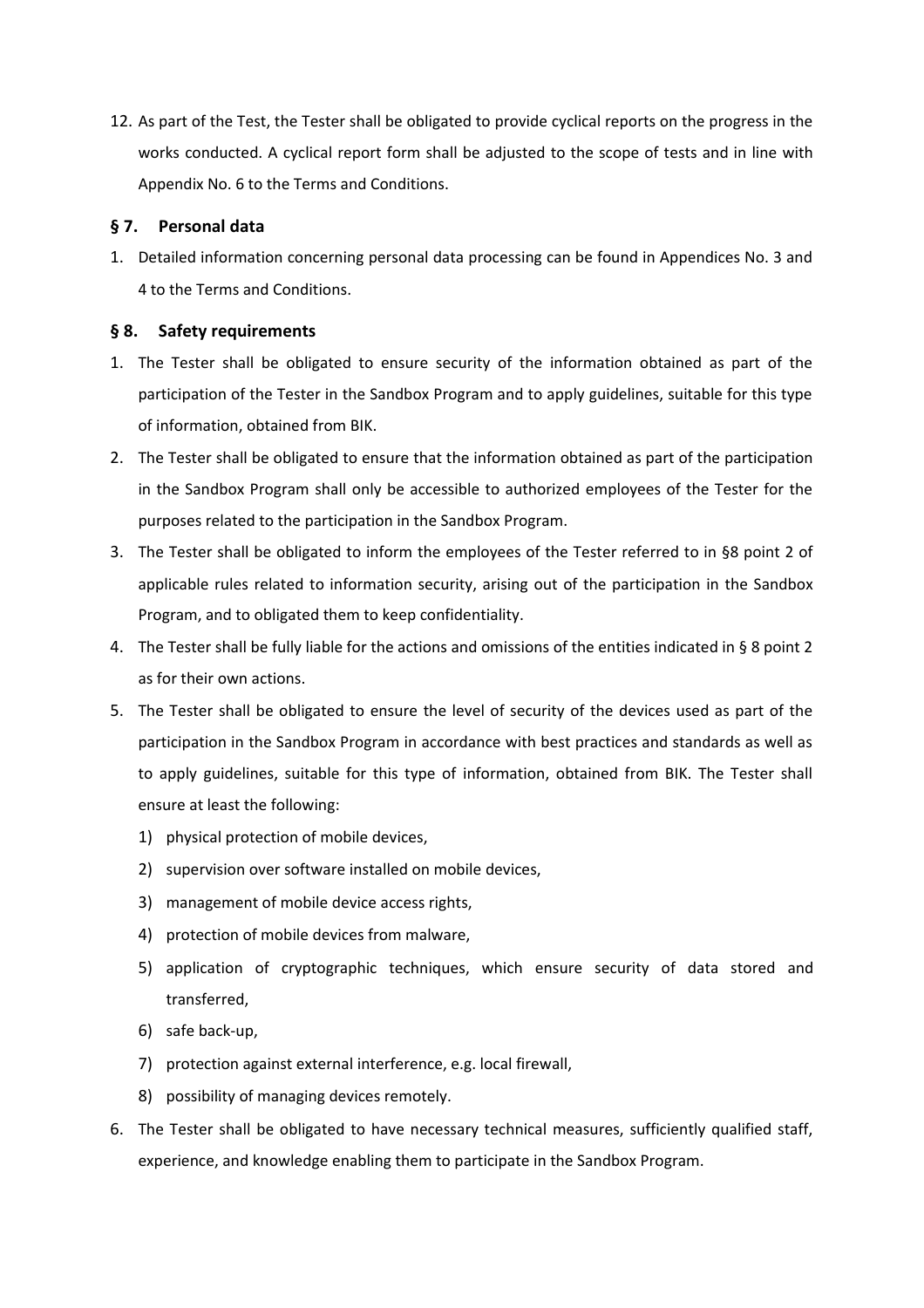12. As part of the Test, the Tester shall be obligated to provide cyclical reports on the progress in the works conducted. A cyclical report form shall be adjusted to the scope of tests and in line with Appendix No. 6 to the Terms and Conditions.

### § 7. Personal data

1. Detailed information concerning personal data processing can be found in Appendices No. 3 and 4 to the Terms and Conditions.

### § 8. Safety requirements

1. The Tester shall be obligated to ensure security of the information obtained as part of the participation of the Tester in the Sandbox Program and to apply guidelines, suitable for this type of information, obtained from BIK.
2. The Tester shall be obligated to ensure that the information obtained as part of the participation in the Sandbox Program shall only be accessible to authorized employees of the Tester for the purposes related to the participation in the Sandbox Program.
3. The Tester shall be obligated to inform the employees of the Tester referred to in §8 point 2 of applicable rules related to information security, arising out of the participation in the Sandbox Program, and to obligated them to keep confidentiality.
4. The Tester shall be fully liable for the actions and omissions of the entities indicated in § 8 point 2 as for their own actions.
5. The Tester shall be obligated to ensure the level of security of the devices used as part of the participation in the Sandbox Program in accordance with best practices and standards as well as to apply guidelines, suitable for this type of information, obtained from BIK. The Tester shall ensure at least the following:
   1) physical protection of mobile devices,
   2) supervision over software installed on mobile devices,
   3) management of mobile device access rights,
   4) protection of mobile devices from malware,
   5) application of cryptographic techniques, which ensure security of data stored and transferred,
   6) safe back-up,
   7) protection against external interference, e.g. local firewall,
   8) possibility of managing devices remotely.
6. The Tester shall be obligated to have necessary technical measures, sufficiently qualified staff, experience, and knowledge enabling them to participate in the Sandbox Program.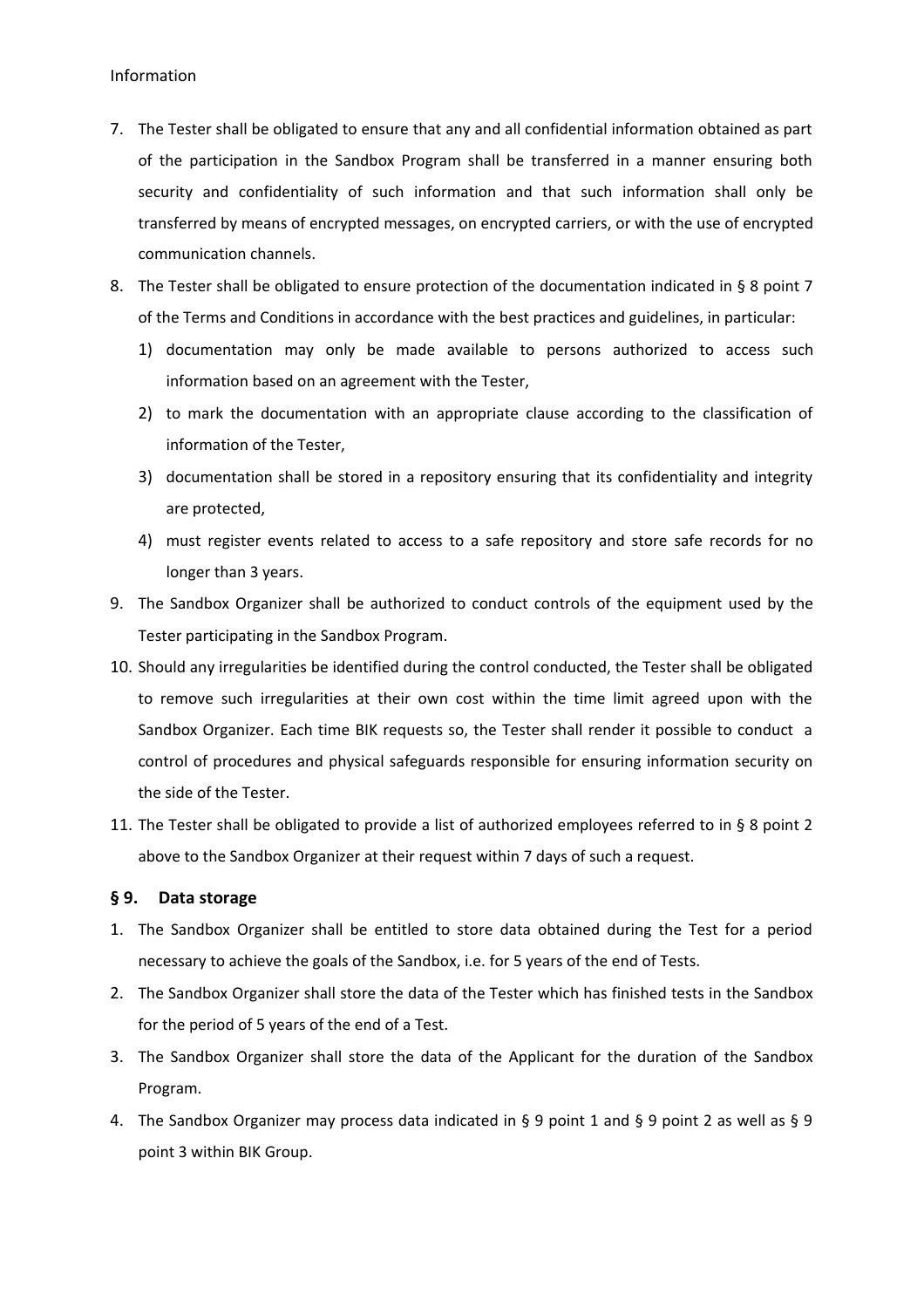Information

7. The Tester shall be obligated to ensure that any and all confidential information obtained as part of the participation in the Sandbox Program shall be transferred in a manner ensuring both security and confidentiality of such information and that such information shall only be transferred by means of encrypted messages, on encrypted carriers, or with the use of encrypted communication channels.
8. The Tester shall be obligated to ensure protection of the documentation indicated in § 8 point 7 of the Terms and Conditions in accordance with the best practices and guidelines, in particular:
   1) documentation may only be made available to persons authorized to access such information based on an agreement with the Tester,
   2) to mark the documentation with an appropriate clause according to the classification of information of the Tester,
   3) documentation shall be stored in a repository ensuring that its confidentiality and integrity are protected,
   4) must register events related to access to a safe repository and store safe records for no longer than 3 years.
9. The Sandbox Organizer shall be authorized to conduct controls of the equipment used by the Tester participating in the Sandbox Program.
10. Should any irregularities be identified during the control conducted, the Tester shall be obligated to remove such irregularities at their own cost within the time limit agreed upon with the Sandbox Organizer. Each time BIK requests so, the Tester shall render it possible to conduct a control of procedures and physical safeguards responsible for ensuring information security on the side of the Tester.
11. The Tester shall be obligated to provide a list of authorized employees referred to in § 8 point 2 above to the Sandbox Organizer at their request within 7 days of such a request.

## § 9. Data storage

1. The Sandbox Organizer shall be entitled to store data obtained during the Test for a period necessary to achieve the goals of the Sandbox, i.e. for 5 years of the end of Tests.
2. The Sandbox Organizer shall store the data of the Tester which has finished tests in the Sandbox for the period of 5 years of the end of a Test.
3. The Sandbox Organizer shall store the data of the Applicant for the duration of the Sandbox Program.
4. The Sandbox Organizer may process data indicated in § 9 point 1 and § 9 point 2 as well as § 9 point 3 within BIK Group.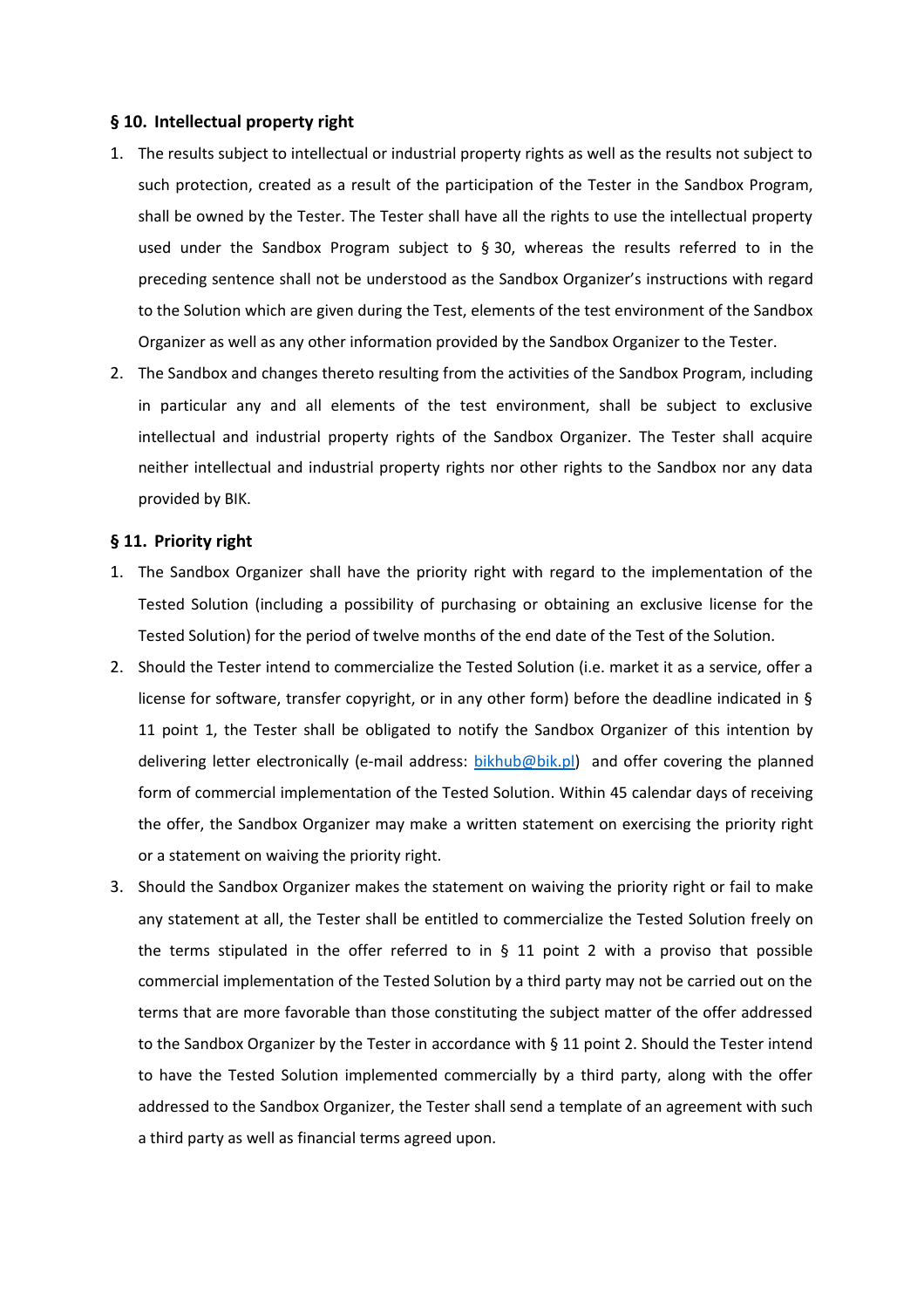### § 10. Intellectual property right

1. The results subject to intellectual or industrial property rights as well as the results not subject to such protection, created as a result of the participation of the Tester in the Sandbox Program, shall be owned by the Tester. The Tester shall have all the rights to use the intellectual property used under the Sandbox Program subject to § 30, whereas the results referred to in the preceding sentence shall not be understood as the Sandbox Organizer's instructions with regard to the Solution which are given during the Test, elements of the test environment of the Sandbox Organizer as well as any other information provided by the Sandbox Organizer to the Tester.
2. The Sandbox and changes thereto resulting from the activities of the Sandbox Program, including in particular any and all elements of the test environment, shall be subject to exclusive intellectual and industrial property rights of the Sandbox Organizer. The Tester shall acquire neither intellectual and industrial property rights nor other rights to the Sandbox nor any data provided by BIK.

### § 11. Priority right

1. The Sandbox Organizer shall have the priority right with regard to the implementation of the Tested Solution (including a possibility of purchasing or obtaining an exclusive license for the Tested Solution) for the period of twelve months of the end date of the Test of the Solution.
2. Should the Tester intend to commercialize the Tested Solution (i.e. market it as a service, offer a license for software, transfer copyright, or in any other form) before the deadline indicated in § 11 point 1, the Tester shall be obligated to notify the Sandbox Organizer of this intention by delivering letter electronically (e-mail address: bikhub@bik.pl) and offer covering the planned form of commercial implementation of the Tested Solution. Within 45 calendar days of receiving the offer, the Sandbox Organizer may make a written statement on exercising the priority right or a statement on waiving the priority right.
3. Should the Sandbox Organizer makes the statement on waiving the priority right or fail to make any statement at all, the Tester shall be entitled to commercialize the Tested Solution freely on the terms stipulated in the offer referred to in § 11 point 2 with a proviso that possible commercial implementation of the Tested Solution by a third party may not be carried out on the terms that are more favorable than those constituting the subject matter of the offer addressed to the Sandbox Organizer by the Tester in accordance with § 11 point 2. Should the Tester intend to have the Tested Solution implemented commercially by a third party, along with the offer addressed to the Sandbox Organizer, the Tester shall send a template of an agreement with such a third party as well as financial terms agreed upon.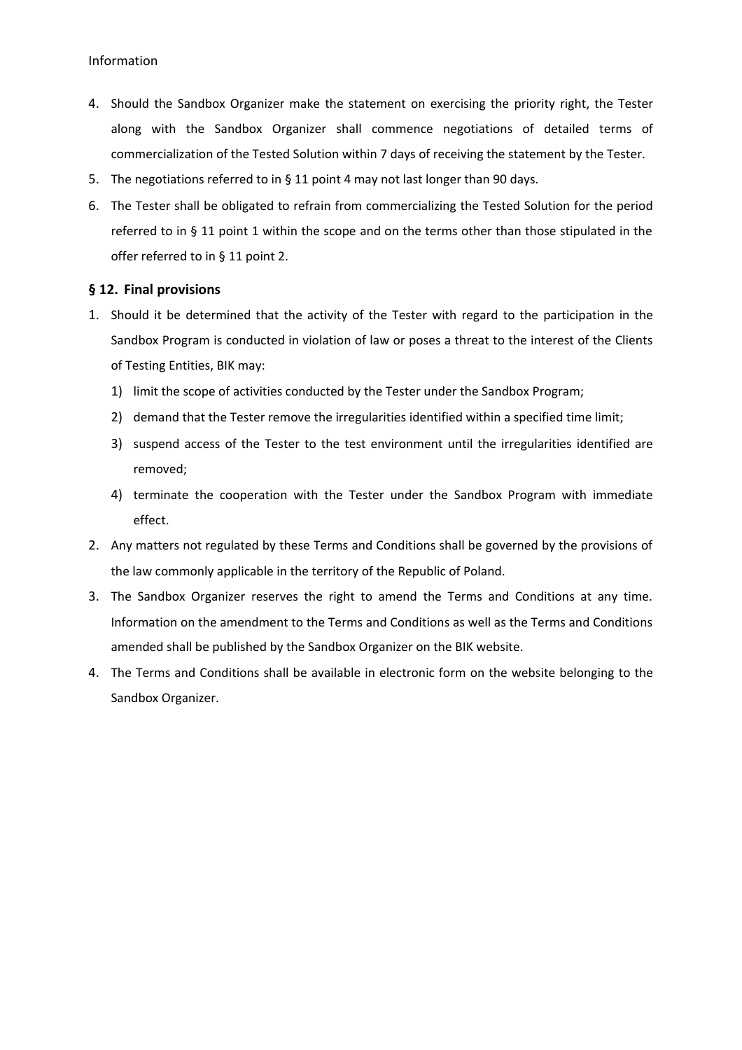4. Should the Sandbox Organizer make the statement on exercising the priority right, the Tester along with the Sandbox Organizer shall commence negotiations of detailed terms of commercialization of the Tested Solution within 7 days of receiving the statement by the Tester.
5. The negotiations referred to in § 11 point 4 may not last longer than 90 days.
6. The Tester shall be obligated to refrain from commercializing the Tested Solution for the period referred to in § 11 point 1 within the scope and on the terms other than those stipulated in the offer referred to in § 11 point 2.

### § 12. Final provisions

1. Should it be determined that the activity of the Tester with regard to the participation in the Sandbox Program is conducted in violation of law or poses a threat to the interest of the Clients of Testing Entities, BIK may:
   1) limit the scope of activities conducted by the Tester under the Sandbox Program;
   2) demand that the Tester remove the irregularities identified within a specified time limit;
   3) suspend access of the Tester to the test environment until the irregularities identified are removed;
   4) terminate the cooperation with the Tester under the Sandbox Program with immediate effect.
2. Any matters not regulated by these Terms and Conditions shall be governed by the provisions of the law commonly applicable in the territory of the Republic of Poland.
3. The Sandbox Organizer reserves the right to amend the Terms and Conditions at any time. Information on the amendment to the Terms and Conditions as well as the Terms and Conditions amended shall be published by the Sandbox Organizer on the BIK website.
4. The Terms and Conditions shall be available in electronic form on the website belonging to the Sandbox Organizer.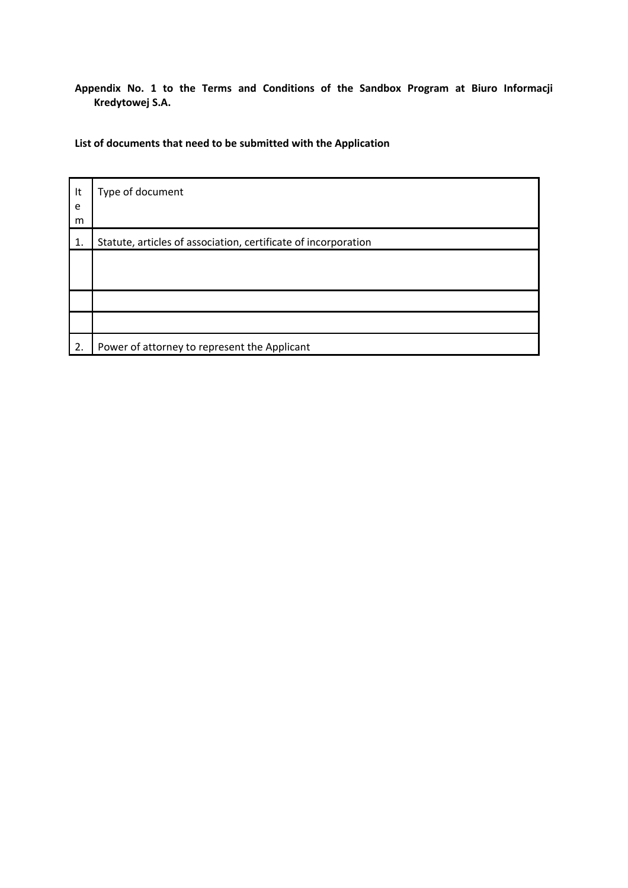**Appendix No. 1 to the Terms and Conditions of the Sandbox Program at Biuro Informacji Kredytowej S.A.**

**List of documents that need to be submitted with the Application**

| Item | Type of document |
|---|---|
| 1. | Statute, articles of association, certificate of incorporation |
| | |
| | |
| | |
| 2. | Power of attorney to represent the Applicant |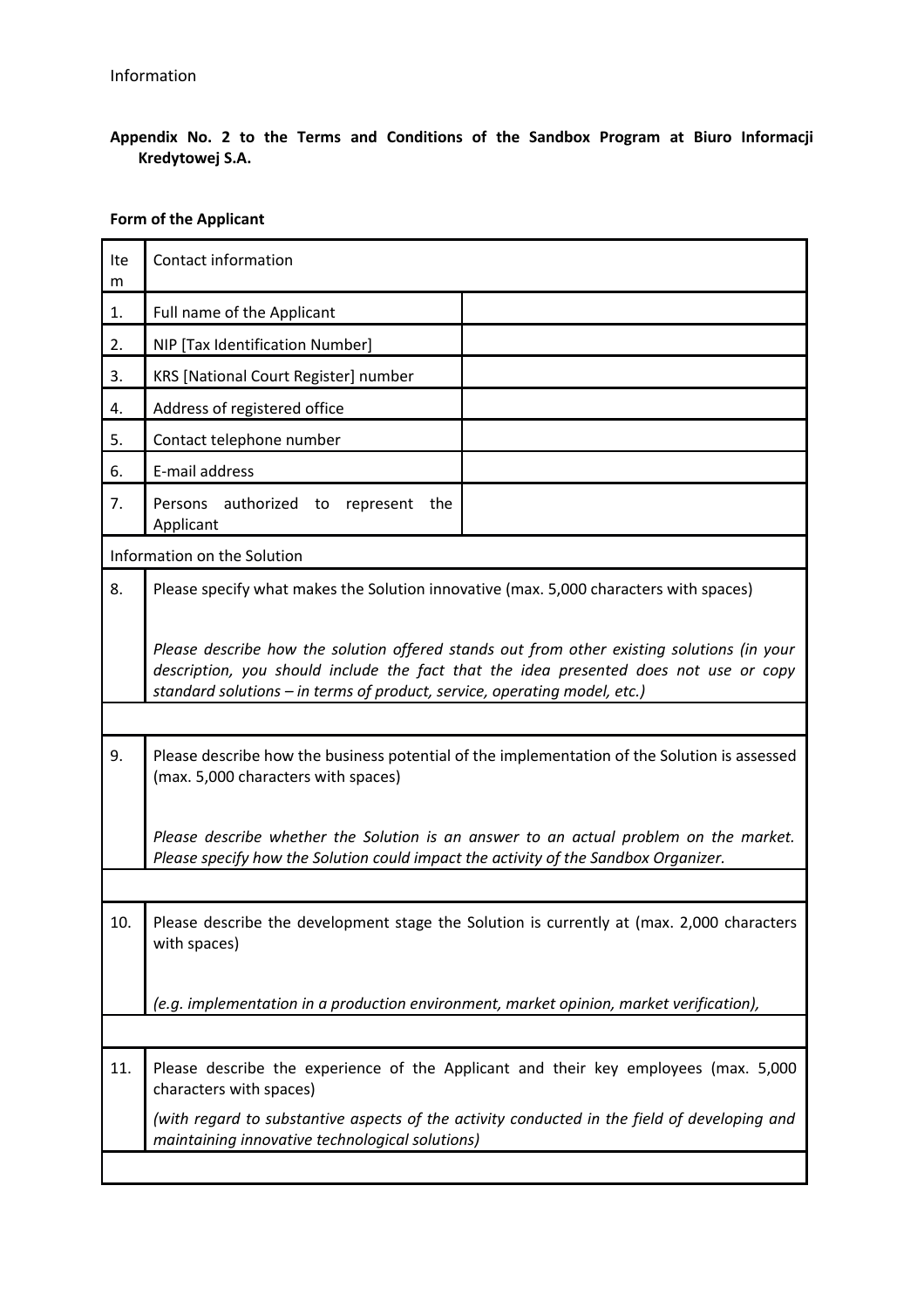Information

**Appendix No. 2 to the Terms and Conditions of the Sandbox Program at Biuro Informacji Kredytowej S.A.**

**Form of the Applicant**

| Item | Contact information | |
|---|---|---|
| 1. | Full name of the Applicant | |
| 2. | NIP [Tax Identification Number] | |
| 3. | KRS [National Court Register] number | |
| 4. | Address of registered office | |
| 5. | Contact telephone number | |
| 6. | E-mail address | |
| 7. | Persons authorized to represent the Applicant | |
| Information on the Solution | | |
| 8. | Please specify what makes the Solution innovative (max. 5,000 characters with spaces)<br><br>*Please describe how the solution offered stands out from other existing solutions (in your description, you should include the fact that the idea presented does not use or copy standard solutions – in terms of product, service, operating model, etc.)* | |
| | | |
| 9. | Please describe how the business potential of the implementation of the Solution is assessed (max. 5,000 characters with spaces)<br><br>*Please describe whether the Solution is an answer to an actual problem on the market. Please specify how the Solution could impact the activity of the Sandbox Organizer.* | |
| | | |
| 10. | Please describe the development stage the Solution is currently at (max. 2,000 characters with spaces)<br><br>*(e.g. implementation in a production environment, market opinion, market verification),* | |
| | | |
| 11. | Please describe the experience of the Applicant and their key employees (max. 5,000 characters with spaces)<br><br>*(with regard to substantive aspects of the activity conducted in the field of developing and maintaining innovative technological solutions)* | |
| | | |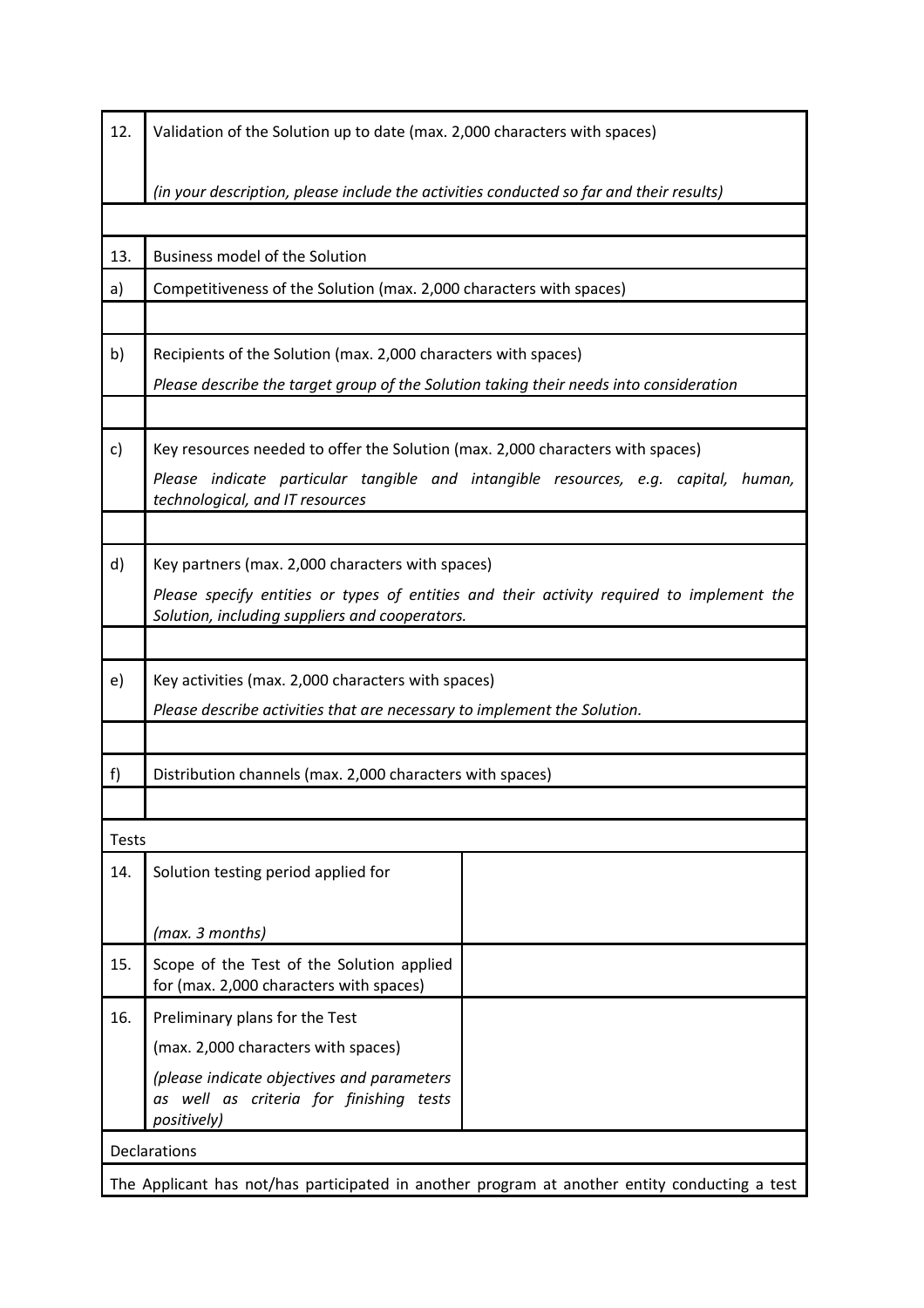| | |
|---|---|
| 12. | Validation of the Solution up to date (max. 2,000 characters with spaces)<br><br>*(in your description, please include the activities conducted so far and their results)* |
| | |
| 13. | Business model of the Solution |
| a) | Competitiveness of the Solution (max. 2,000 characters with spaces) |
| | |
| b) | Recipients of the Solution (max. 2,000 characters with spaces)<br>*Please describe the target group of the Solution taking their needs into consideration* |
| | |
| c) | Key resources needed to offer the Solution (max. 2,000 characters with spaces)<br>*Please indicate particular tangible and intangible resources, e.g. capital, human, technological, and IT resources* |
| | |
| d) | Key partners (max. 2,000 characters with spaces)<br>*Please specify entities or types of entities and their activity required to implement the Solution, including suppliers and cooperators.* |
| | |
| e) | Key activities (max. 2,000 characters with spaces)<br>*Please describe activities that are necessary to implement the Solution.* |
| | |
| f) | Distribution channels (max. 2,000 characters with spaces) |
| | |

| Tests | | |
|---|---|---|
| 14. | Solution testing period applied for<br><br>*(max. 3 months)* | |
| 15. | Scope of the Test of the Solution applied for (max. 2,000 characters with spaces) | |
| 16. | Preliminary plans for the Test<br>(max. 2,000 characters with spaces)<br>*(please indicate objectives and parameters as well as criteria for finishing tests positively)* | |

| Declarations |
|---|
| The Applicant has not/has participated in another program at another entity conducting a test |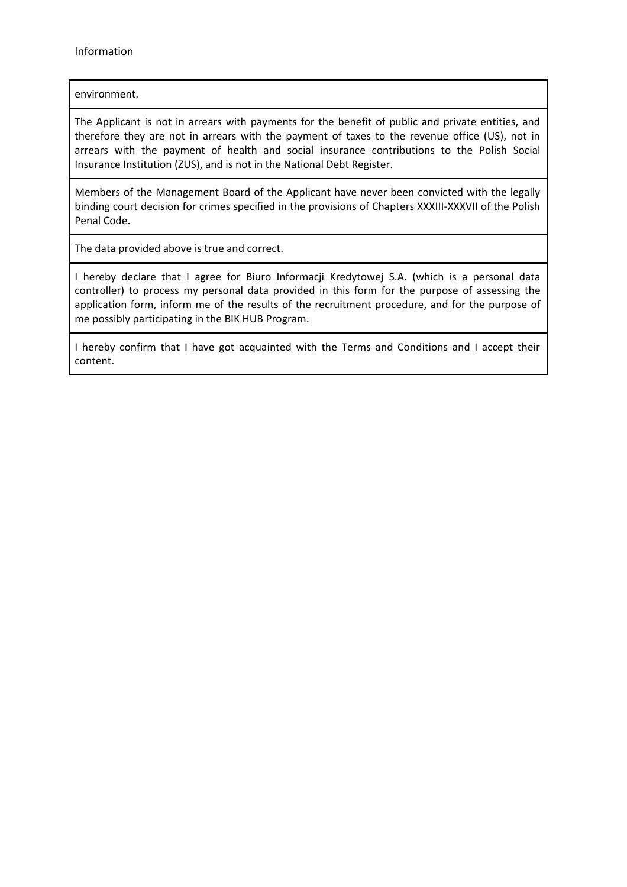Information

| environment. |
|---|
| The Applicant is not in arrears with payments for the benefit of public and private entities, and therefore they are not in arrears with the payment of taxes to the revenue office (US), not in arrears with the payment of health and social insurance contributions to the Polish Social Insurance Institution (ZUS), and is not in the National Debt Register. |
| Members of the Management Board of the Applicant have never been convicted with the legally binding court decision for crimes specified in the provisions of Chapters XXXIII-XXXVII of the Polish Penal Code. |
| The data provided above is true and correct. |
| I hereby declare that I agree for Biuro Informacji Kredytowej S.A. (which is a personal data controller) to process my personal data provided in this form for the purpose of assessing the application form, inform me of the results of the recruitment procedure, and for the purpose of me possibly participating in the BIK HUB Program. |
| I hereby confirm that I have got acquainted with the Terms and Conditions and I accept their content. |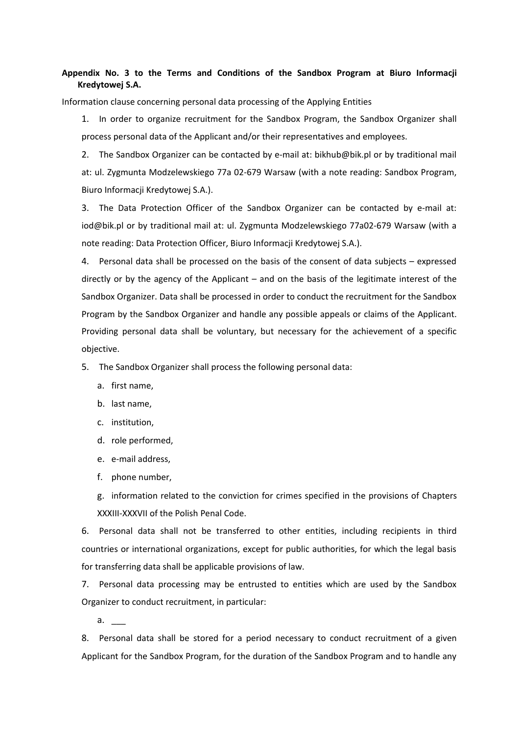**Appendix No. 3 to the Terms and Conditions of the Sandbox Program at Biuro Informacji Kredytowej S.A.**

Information clause concerning personal data processing of the Applying Entities

1. In order to organize recruitment for the Sandbox Program, the Sandbox Organizer shall process personal data of the Applicant and/or their representatives and employees.
2. The Sandbox Organizer can be contacted by e-mail at: bikhub@bik.pl or by traditional mail at: ul. Zygmunta Modzelewskiego 77a 02-679 Warsaw (with a note reading: Sandbox Program, Biuro Informacji Kredytowej S.A.).
3. The Data Protection Officer of the Sandbox Organizer can be contacted by e-mail at: iod@bik.pl or by traditional mail at: ul. Zygmunta Modzelewskiego 77a02-679 Warsaw (with a note reading: Data Protection Officer, Biuro Informacji Kredytowej S.A.).
4. Personal data shall be processed on the basis of the consent of data subjects – expressed directly or by the agency of the Applicant – and on the basis of the legitimate interest of the Sandbox Organizer. Data shall be processed in order to conduct the recruitment for the Sandbox Program by the Sandbox Organizer and handle any possible appeals or claims of the Applicant. Providing personal data shall be voluntary, but necessary for the achievement of a specific objective.
5. The Sandbox Organizer shall process the following personal data:
   a. first name,
   b. last name,
   c. institution,
   d. role performed,
   e. e-mail address,
   f. phone number,
   g. information related to the conviction for crimes specified in the provisions of Chapters XXXIII-XXXVII of the Polish Penal Code.
6. Personal data shall not be transferred to other entities, including recipients in third countries or international organizations, except for public authorities, for which the legal basis for transferring data shall be applicable provisions of law.
7. Personal data processing may be entrusted to entities which are used by the Sandbox Organizer to conduct recruitment, in particular:
   a. ___
8. Personal data shall be stored for a period necessary to conduct recruitment of a given Applicant for the Sandbox Program, for the duration of the Sandbox Program and to handle any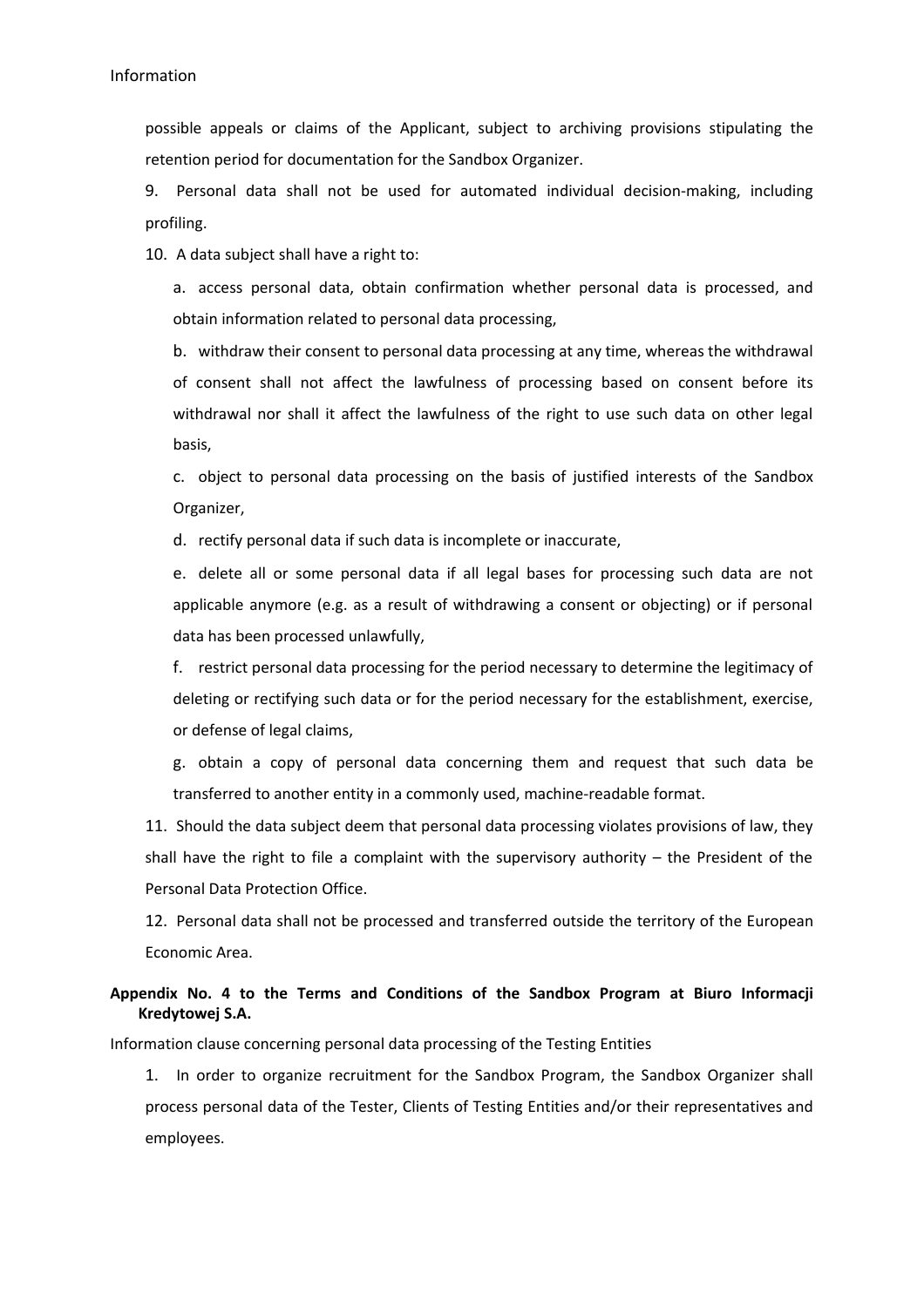possible appeals or claims of the Applicant, subject to archiving provisions stipulating the retention period for documentation for the Sandbox Organizer.

9. Personal data shall not be used for automated individual decision-making, including profiling.

10. A data subject shall have a right to:

   a. access personal data, obtain confirmation whether personal data is processed, and obtain information related to personal data processing,

   b. withdraw their consent to personal data processing at any time, whereas the withdrawal of consent shall not affect the lawfulness of processing based on consent before its withdrawal nor shall it affect the lawfulness of the right to use such data on other legal basis,

   c. object to personal data processing on the basis of justified interests of the Sandbox Organizer,

   d. rectify personal data if such data is incomplete or inaccurate,

   e. delete all or some personal data if all legal bases for processing such data are not applicable anymore (e.g. as a result of withdrawing a consent or objecting) or if personal data has been processed unlawfully,

   f. restrict personal data processing for the period necessary to determine the legitimacy of deleting or rectifying such data or for the period necessary for the establishment, exercise, or defense of legal claims,

   g. obtain a copy of personal data concerning them and request that such data be transferred to another entity in a commonly used, machine-readable format.

11. Should the data subject deem that personal data processing violates provisions of law, they shall have the right to file a complaint with the supervisory authority – the President of the Personal Data Protection Office.

12. Personal data shall not be processed and transferred outside the territory of the European Economic Area.

**Appendix No. 4 to the Terms and Conditions of the Sandbox Program at Biuro Informacji Kredytowej S.A.**

Information clause concerning personal data processing of the Testing Entities

1. In order to organize recruitment for the Sandbox Program, the Sandbox Organizer shall process personal data of the Tester, Clients of Testing Entities and/or their representatives and employees.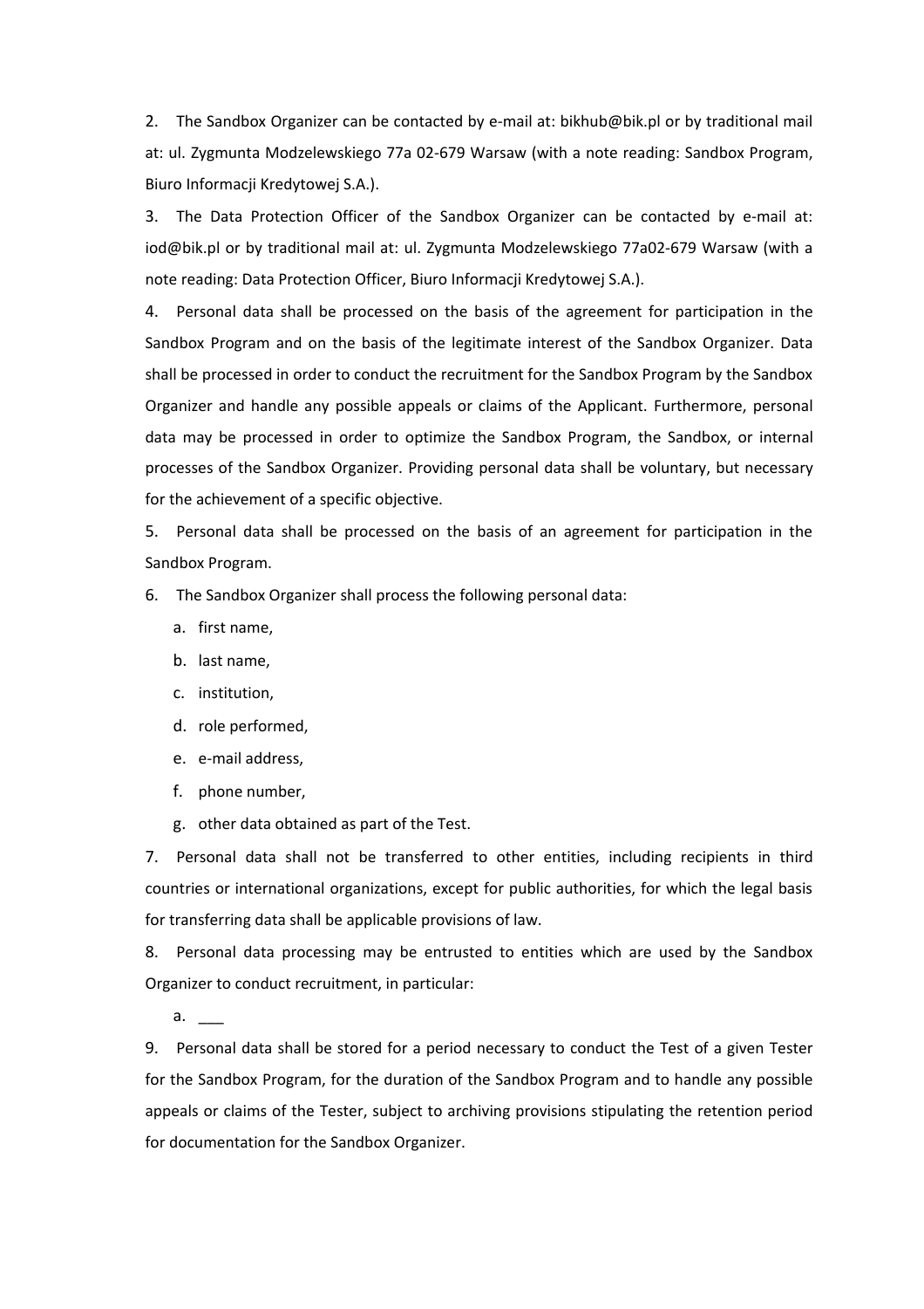2. The Sandbox Organizer can be contacted by e-mail at: bikhub@bik.pl or by traditional mail at: ul. Zygmunta Modzelewskiego 77a 02-679 Warsaw (with a note reading: Sandbox Program, Biuro Informacji Kredytowej S.A.).

3. The Data Protection Officer of the Sandbox Organizer can be contacted by e-mail at: iod@bik.pl or by traditional mail at: ul. Zygmunta Modzelewskiego 77a02-679 Warsaw (with a note reading: Data Protection Officer, Biuro Informacji Kredytowej S.A.).

4. Personal data shall be processed on the basis of the agreement for participation in the Sandbox Program and on the basis of the legitimate interest of the Sandbox Organizer. Data shall be processed in order to conduct the recruitment for the Sandbox Program by the Sandbox Organizer and handle any possible appeals or claims of the Applicant. Furthermore, personal data may be processed in order to optimize the Sandbox Program, the Sandbox, or internal processes of the Sandbox Organizer. Providing personal data shall be voluntary, but necessary for the achievement of a specific objective.

5. Personal data shall be processed on the basis of an agreement for participation in the Sandbox Program.

6. The Sandbox Organizer shall process the following personal data:

   a. first name,
   b. last name,
   c. institution,
   d. role performed,
   e. e-mail address,
   f. phone number,
   g. other data obtained as part of the Test.

7. Personal data shall not be transferred to other entities, including recipients in third countries or international organizations, except for public authorities, for which the legal basis for transferring data shall be applicable provisions of law.

8. Personal data processing may be entrusted to entities which are used by the Sandbox Organizer to conduct recruitment, in particular:

   a. ___

9. Personal data shall be stored for a period necessary to conduct the Test of a given Tester for the Sandbox Program, for the duration of the Sandbox Program and to handle any possible appeals or claims of the Tester, subject to archiving provisions stipulating the retention period for documentation for the Sandbox Organizer.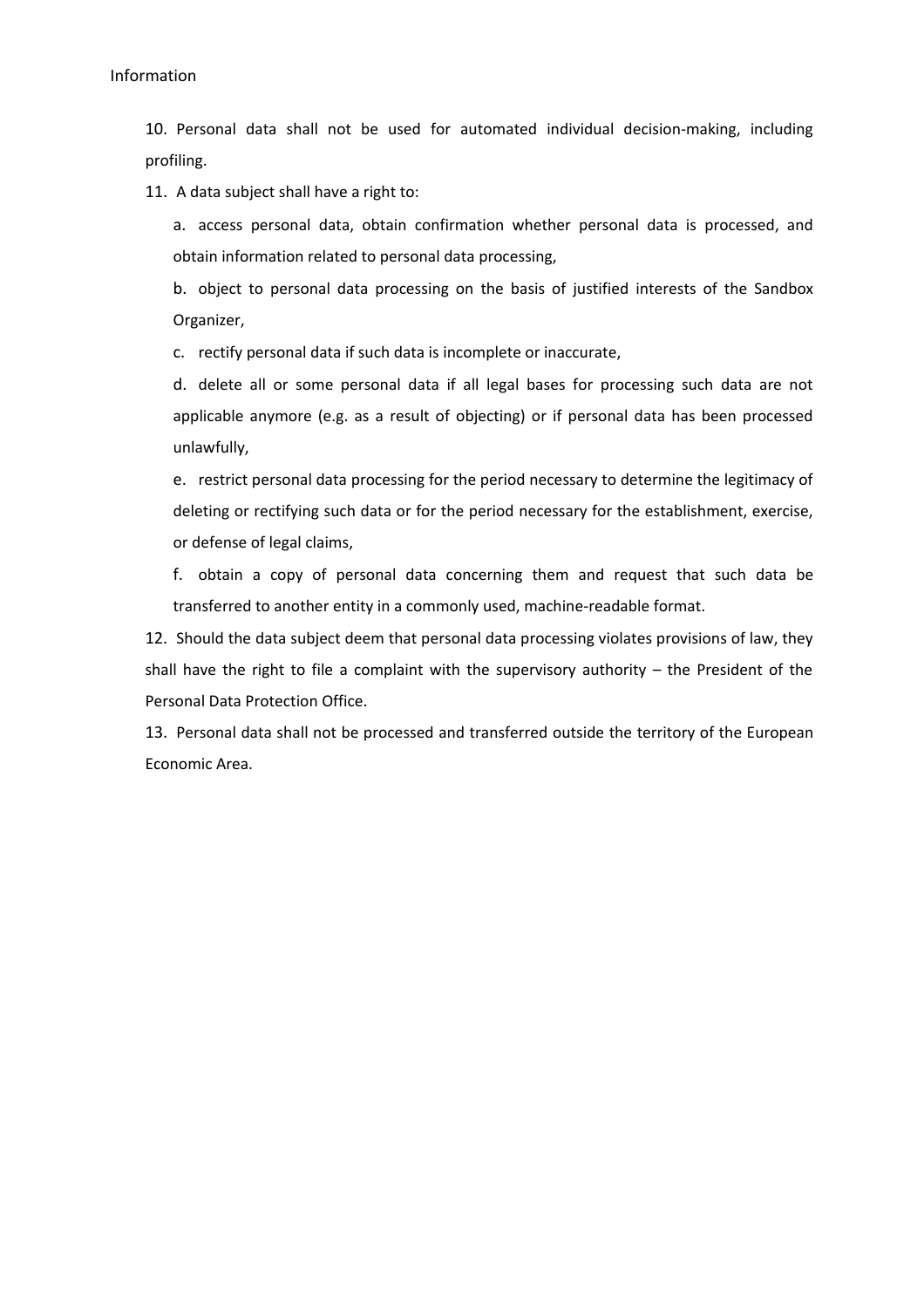10. Personal data shall not be used for automated individual decision-making, including profiling.

11. A data subject shall have a right to:

    a. access personal data, obtain confirmation whether personal data is processed, and obtain information related to personal data processing,

    b. object to personal data processing on the basis of justified interests of the Sandbox Organizer,

    c. rectify personal data if such data is incomplete or inaccurate,

    d. delete all or some personal data if all legal bases for processing such data are not applicable anymore (e.g. as a result of objecting) or if personal data has been processed unlawfully,

    e. restrict personal data processing for the period necessary to determine the legitimacy of deleting or rectifying such data or for the period necessary for the establishment, exercise, or defense of legal claims,

    f. obtain a copy of personal data concerning them and request that such data be transferred to another entity in a commonly used, machine-readable format.

12. Should the data subject deem that personal data processing violates provisions of law, they shall have the right to file a complaint with the supervisory authority – the President of the Personal Data Protection Office.

13. Personal data shall not be processed and transferred outside the territory of the European Economic Area.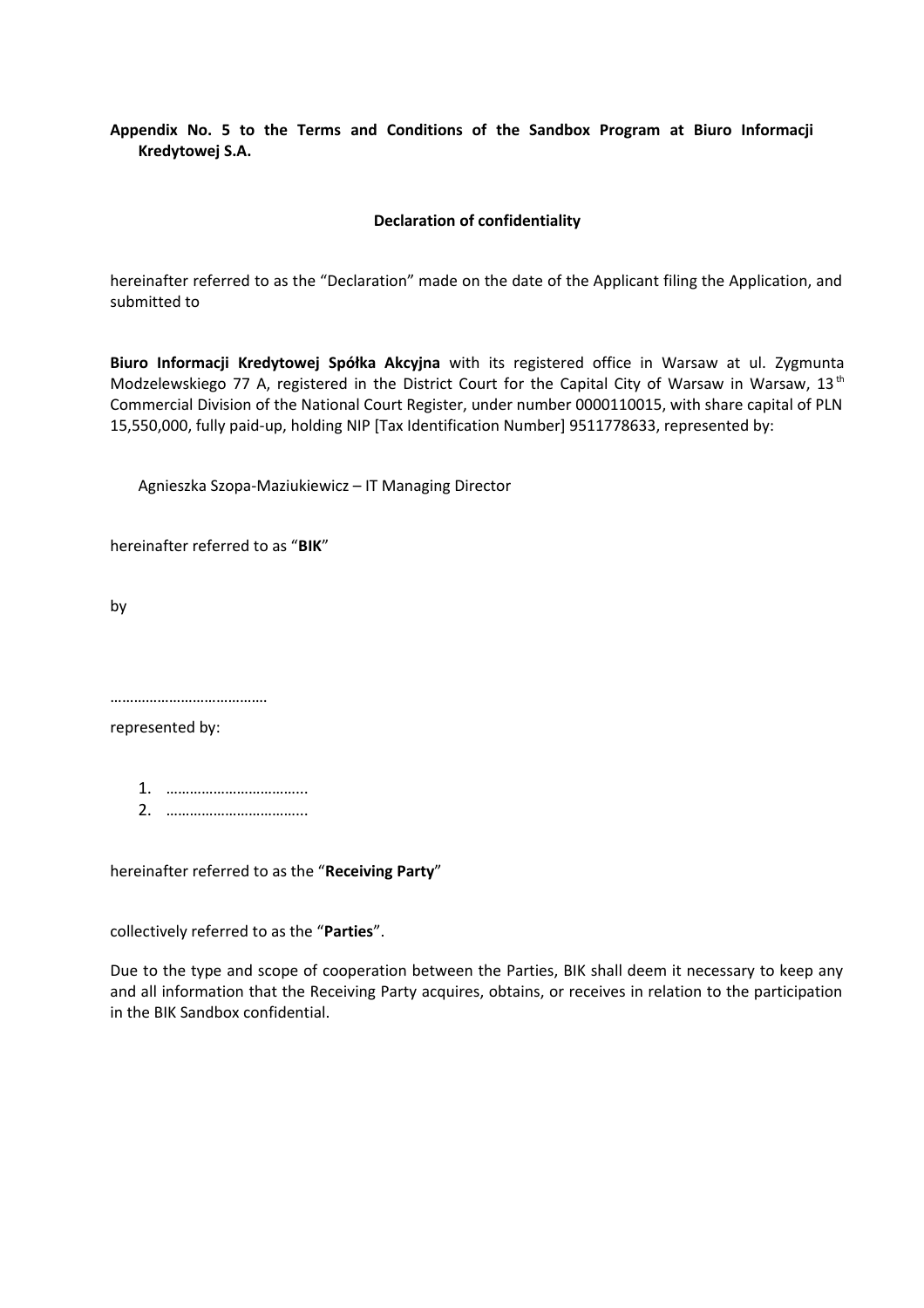**Appendix No. 5 to the Terms and Conditions of the Sandbox Program at Biuro Informacji Kredytowej S.A.**

**Declaration of confidentiality**

hereinafter referred to as the “Declaration” made on the date of the Applicant filing the Application, and submitted to

**Biuro Informacji Kredytowej Spółka Akcyjna** with its registered office in Warsaw at ul. Zygmunta Modzelewskiego 77 A, registered in the District Court for the Capital City of Warsaw in Warsaw, 13th Commercial Division of the National Court Register, under number 0000110015, with share capital of PLN 15,550,000, fully paid-up, holding NIP [Tax Identification Number] 9511778633, represented by:

Agnieszka Szopa-Maziukiewicz – IT Managing Director

hereinafter referred to as “**BIK**”

by

…………………………………

represented by:

1. ……………………………..
2. ……………………………..

hereinafter referred to as the “**Receiving Party**”

collectively referred to as the “**Parties**”.

Due to the type and scope of cooperation between the Parties, BIK shall deem it necessary to keep any and all information that the Receiving Party acquires, obtains, or receives in relation to the participation in the BIK Sandbox confidential.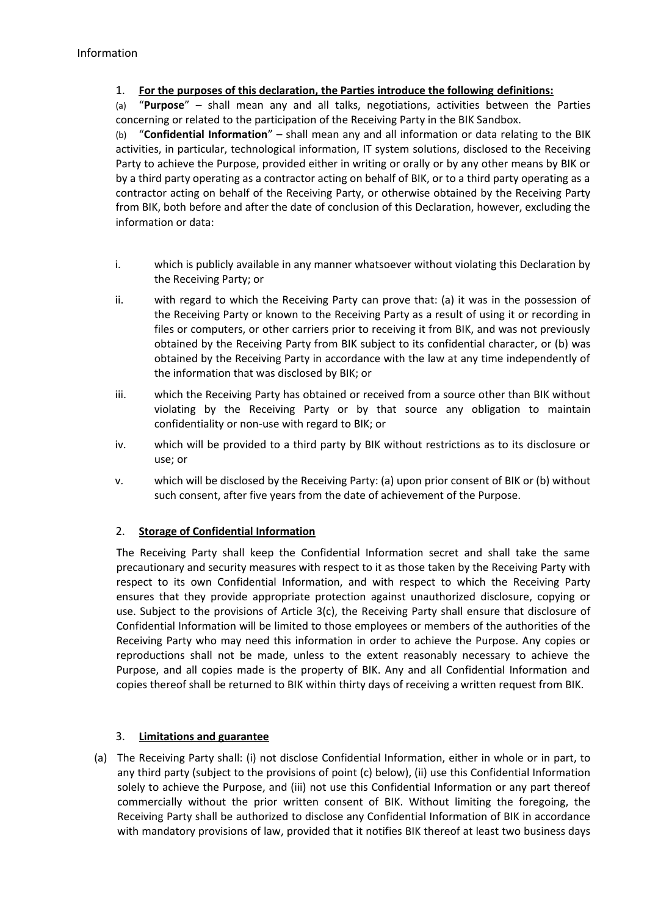Information

1. **For the purposes of this declaration, the Parties introduce the following definitions:**

(a) "**Purpose**" – shall mean any and all talks, negotiations, activities between the Parties concerning or related to the participation of the Receiving Party in the BIK Sandbox.

(b) "**Confidential Information**" – shall mean any and all information or data relating to the BIK activities, in particular, technological information, IT system solutions, disclosed to the Receiving Party to achieve the Purpose, provided either in writing or orally or by any other means by BIK or by a third party operating as a contractor acting on behalf of BIK, or to a third party operating as a contractor acting on behalf of the Receiving Party, or otherwise obtained by the Receiving Party from BIK, both before and after the date of conclusion of this Declaration, however, excluding the information or data:

i. which is publicly available in any manner whatsoever without violating this Declaration by the Receiving Party; or

ii. with regard to which the Receiving Party can prove that: (a) it was in the possession of the Receiving Party or known to the Receiving Party as a result of using it or recording in files or computers, or other carriers prior to receiving it from BIK, and was not previously obtained by the Receiving Party from BIK subject to its confidential character, or (b) was obtained by the Receiving Party in accordance with the law at any time independently of the information that was disclosed by BIK; or

iii. which the Receiving Party has obtained or received from a source other than BIK without violating by the Receiving Party or by that source any obligation to maintain confidentiality or non-use with regard to BIK; or

iv. which will be provided to a third party by BIK without restrictions as to its disclosure or use; or

v. which will be disclosed by the Receiving Party: (a) upon prior consent of BIK or (b) without such consent, after five years from the date of achievement of the Purpose.

2. **Storage of Confidential Information**

The Receiving Party shall keep the Confidential Information secret and shall take the same precautionary and security measures with respect to it as those taken by the Receiving Party with respect to its own Confidential Information, and with respect to which the Receiving Party ensures that they provide appropriate protection against unauthorized disclosure, copying or use. Subject to the provisions of Article 3(c), the Receiving Party shall ensure that disclosure of Confidential Information will be limited to those employees or members of the authorities of the Receiving Party who may need this information in order to achieve the Purpose. Any copies or reproductions shall not be made, unless to the extent reasonably necessary to achieve the Purpose, and all copies made is the property of BIK. Any and all Confidential Information and copies thereof shall be returned to BIK within thirty days of receiving a written request from BIK.

3. **Limitations and guarantee**

(a) The Receiving Party shall: (i) not disclose Confidential Information, either in whole or in part, to any third party (subject to the provisions of point (c) below), (ii) use this Confidential Information solely to achieve the Purpose, and (iii) not use this Confidential Information or any part thereof commercially without the prior written consent of BIK. Without limiting the foregoing, the Receiving Party shall be authorized to disclose any Confidential Information of BIK in accordance with mandatory provisions of law, provided that it notifies BIK thereof at least two business days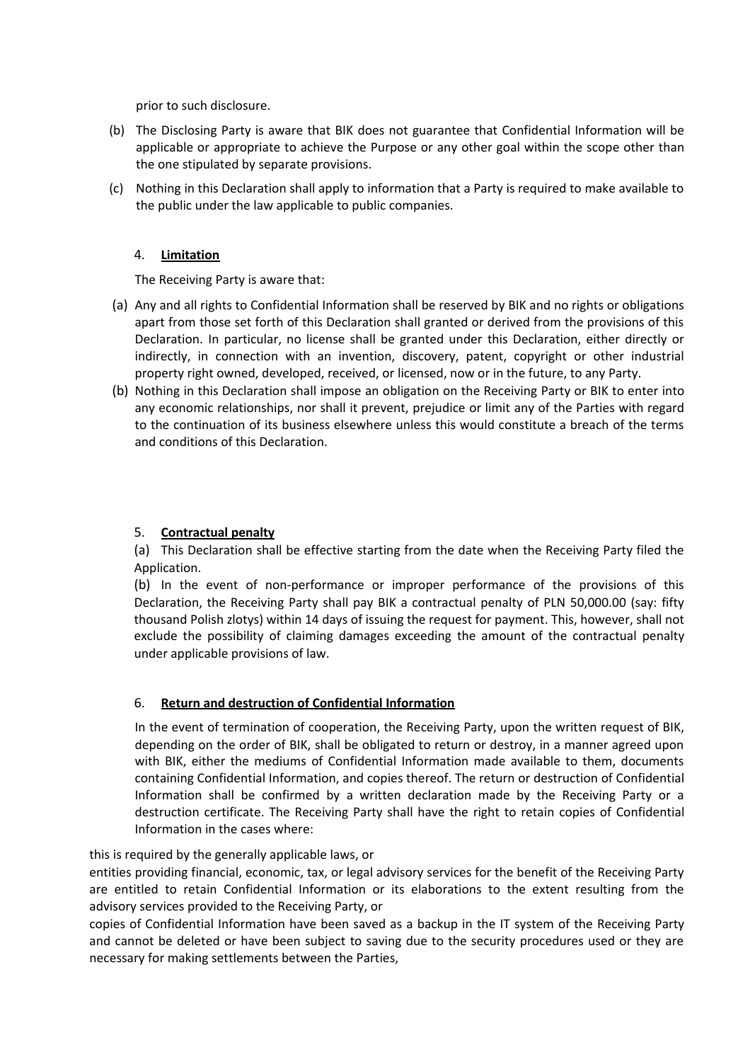prior to such disclosure.

(b) The Disclosing Party is aware that BIK does not guarantee that Confidential Information will be applicable or appropriate to achieve the Purpose or any other goal within the scope other than the one stipulated by separate provisions.

(c) Nothing in this Declaration shall apply to information that a Party is required to make available to the public under the law applicable to public companies.

4. **Limitation**

The Receiving Party is aware that:

(a) Any and all rights to Confidential Information shall be reserved by BIK and no rights or obligations apart from those set forth of this Declaration shall granted or derived from the provisions of this Declaration. In particular, no license shall be granted under this Declaration, either directly or indirectly, in connection with an invention, discovery, patent, copyright or other industrial property right owned, developed, received, or licensed, now or in the future, to any Party.

(b) Nothing in this Declaration shall impose an obligation on the Receiving Party or BIK to enter into any economic relationships, nor shall it prevent, prejudice or limit any of the Parties with regard to the continuation of its business elsewhere unless this would constitute a breach of the terms and conditions of this Declaration.

5. **Contractual penalty**

(a) This Declaration shall be effective starting from the date when the Receiving Party filed the Application.

(b) In the event of non-performance or improper performance of the provisions of this Declaration, the Receiving Party shall pay BIK a contractual penalty of PLN 50,000.00 (say: fifty thousand Polish zlotys) within 14 days of issuing the request for payment. This, however, shall not exclude the possibility of claiming damages exceeding the amount of the contractual penalty under applicable provisions of law.

6. **Return and destruction of Confidential Information**

In the event of termination of cooperation, the Receiving Party, upon the written request of BIK, depending on the order of BIK, shall be obligated to return or destroy, in a manner agreed upon with BIK, either the mediums of Confidential Information made available to them, documents containing Confidential Information, and copies thereof. The return or destruction of Confidential Information shall be confirmed by a written declaration made by the Receiving Party or a destruction certificate. The Receiving Party shall have the right to retain copies of Confidential Information in the cases where:

this is required by the generally applicable laws, or

entities providing financial, economic, tax, or legal advisory services for the benefit of the Receiving Party are entitled to retain Confidential Information or its elaborations to the extent resulting from the advisory services provided to the Receiving Party, or

copies of Confidential Information have been saved as a backup in the IT system of the Receiving Party and cannot be deleted or have been subject to saving due to the security procedures used or they are necessary for making settlements between the Parties,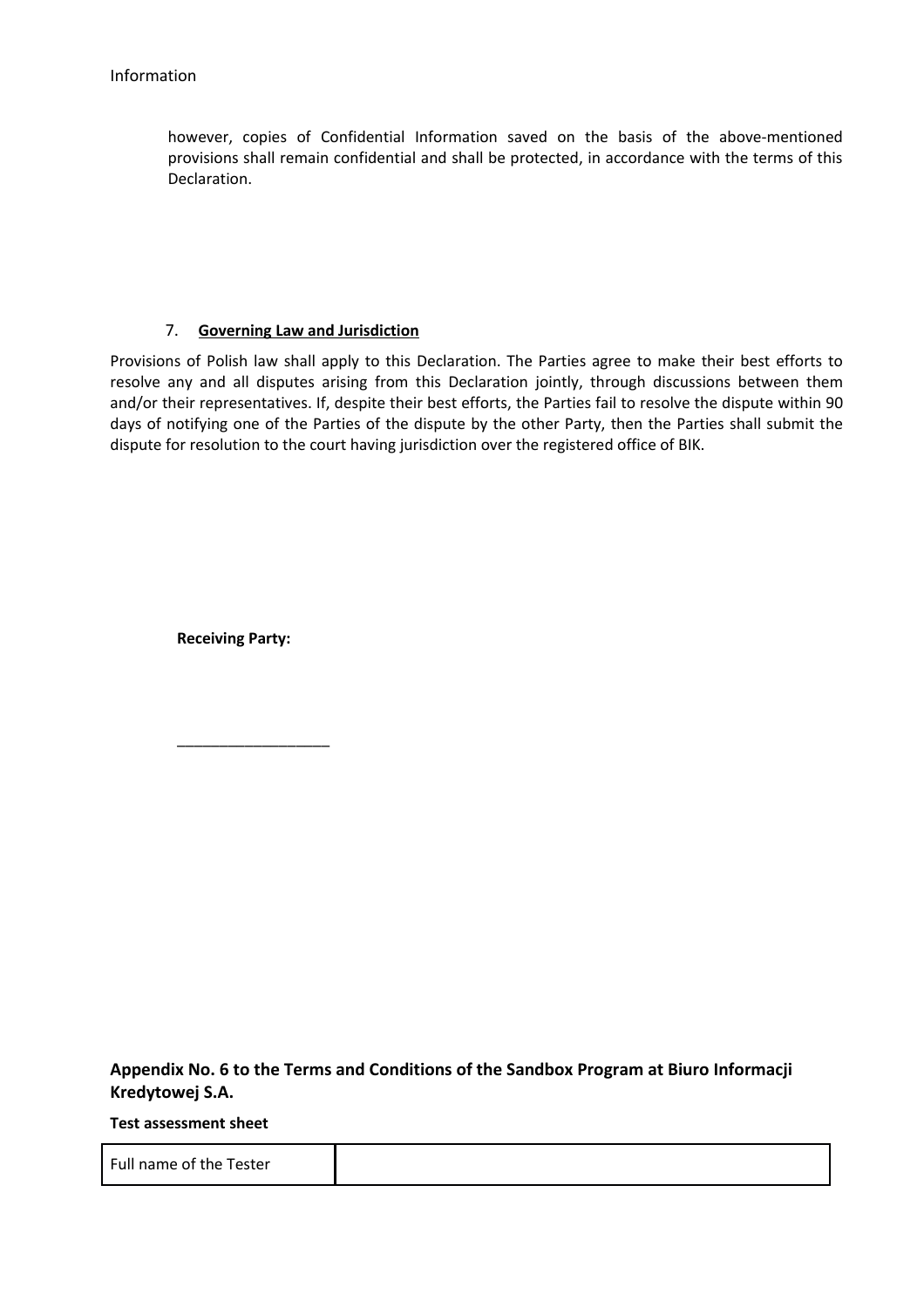Information

however, copies of Confidential Information saved on the basis of the above-mentioned provisions shall remain confidential and shall be protected, in accordance with the terms of this Declaration.

7. **Governing Law and Jurisdiction**

Provisions of Polish law shall apply to this Declaration. The Parties agree to make their best efforts to resolve any and all disputes arising from this Declaration jointly, through discussions between them and/or their representatives. If, despite their best efforts, the Parties fail to resolve the dispute within 90 days of notifying one of the Parties of the dispute by the other Party, then the Parties shall submit the dispute for resolution to the court having jurisdiction over the registered office of BIK.

**Receiving Party:**

\_\_\_\_\_\_\_\_\_\_\_\_\_\_\_\_\_\_\_

## Appendix No. 6 to the Terms and Conditions of the Sandbox Program at Biuro Informacji Kredytowej S.A.

**Test assessment sheet**

| Full name of the Tester | |
|---|---|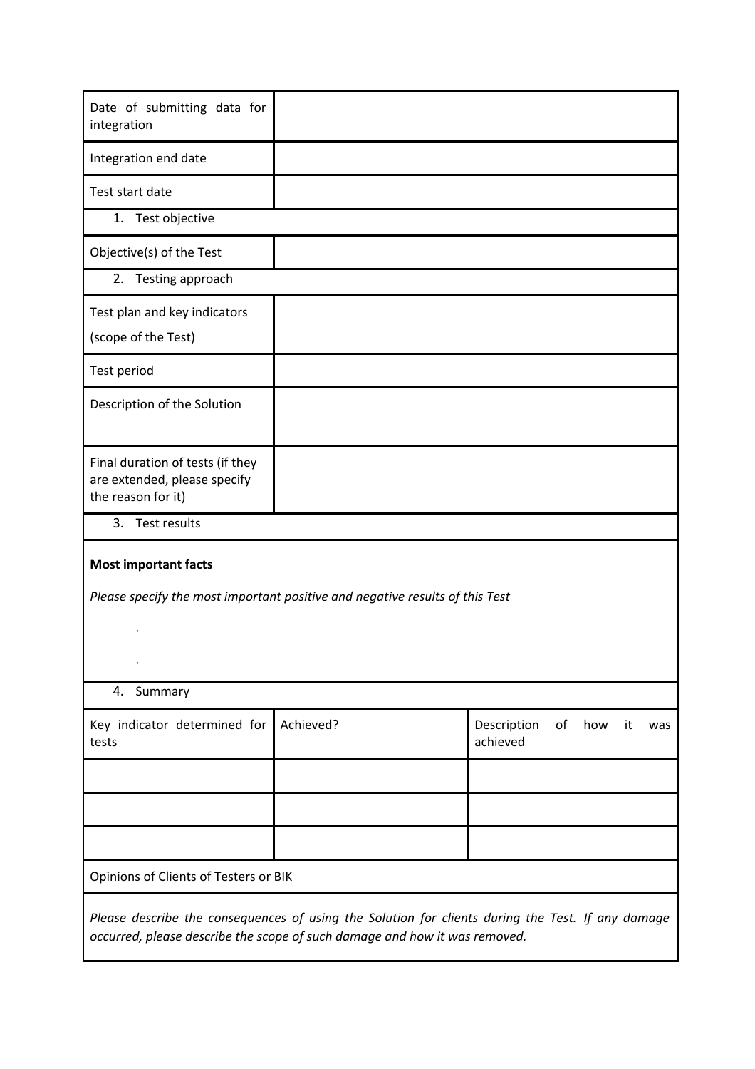| | |
|---|---|
| Date of submitting data for integration | |
| Integration end date | |
| Test start date | |

1. Test objective

| | |
|---|---|
| Objective(s) of the Test | |

2. Testing approach

| | |
|---|---|
| Test plan and key indicators (scope of the Test) | |
| Test period | |
| Description of the Solution | |
| Final duration of tests (if they are extended, please specify the reason for it) | |

3. Test results

**Most important facts**

*Please specify the most important positive and negative results of this Test*

- 
- 

4. Summary

| Key indicator determined for tests | Achieved? | Description of how it was achieved |
|---|---|---|
| | | |
| | | |
| | | |

Opinions of Clients of Testers or BIK

*Please describe the consequences of using the Solution for clients during the Test. If any damage occurred, please describe the scope of such damage and how it was removed.*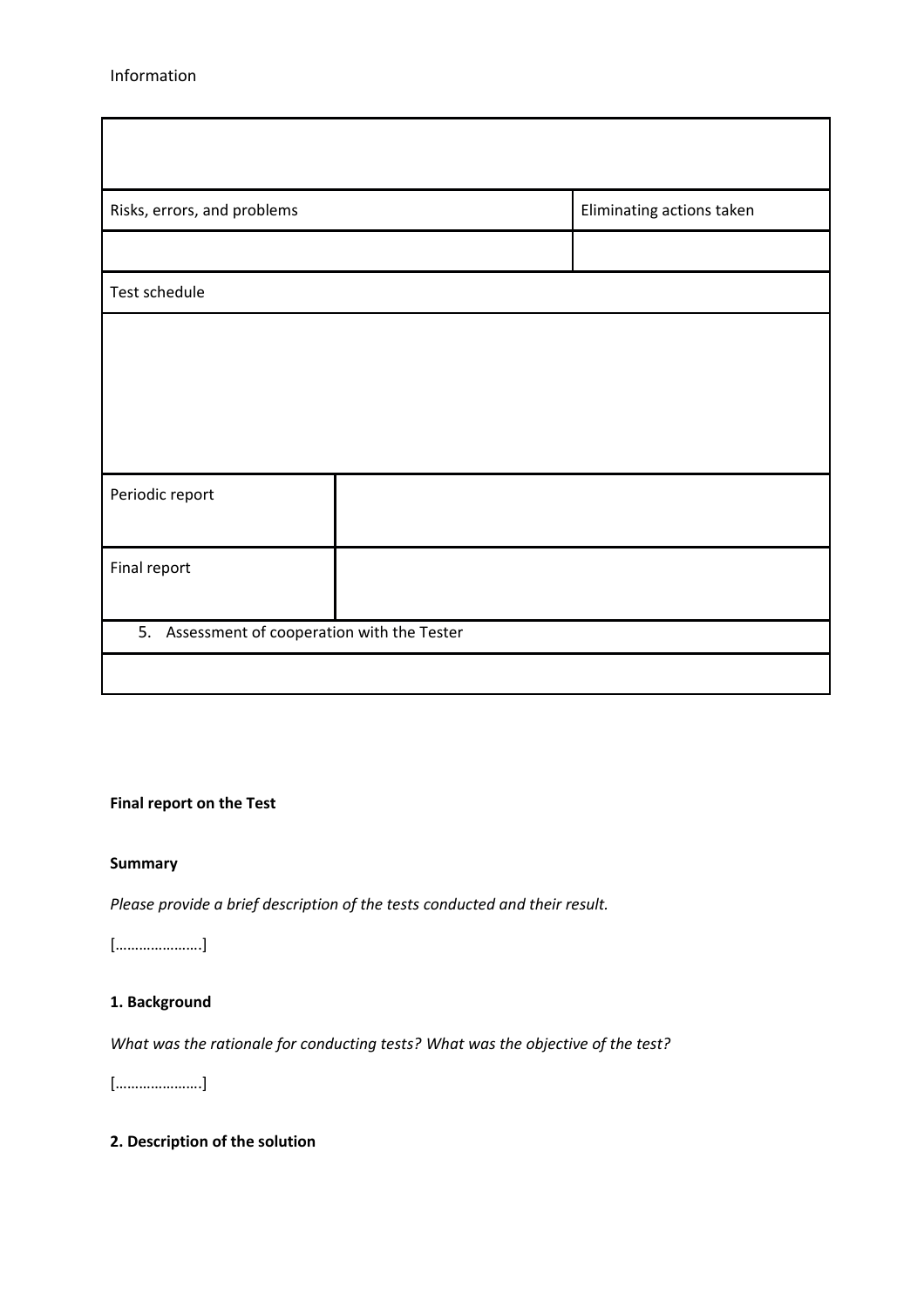Information

| | | |
|---|---|---|
| | | |
| Risks, errors, and problems | | Eliminating actions taken |
| | | |
| Test schedule | | |
| | | |
| Periodic report | | |
| Final report | | |
| 5. Assessment of cooperation with the Tester | | |
| | | |

**Final report on the Test**

**Summary**

*Please provide a brief description of the tests conducted and their result.*

[………………….]

**1. Background**

*What was the rationale for conducting tests? What was the objective of the test?*

[………………….]

**2. Description of the solution**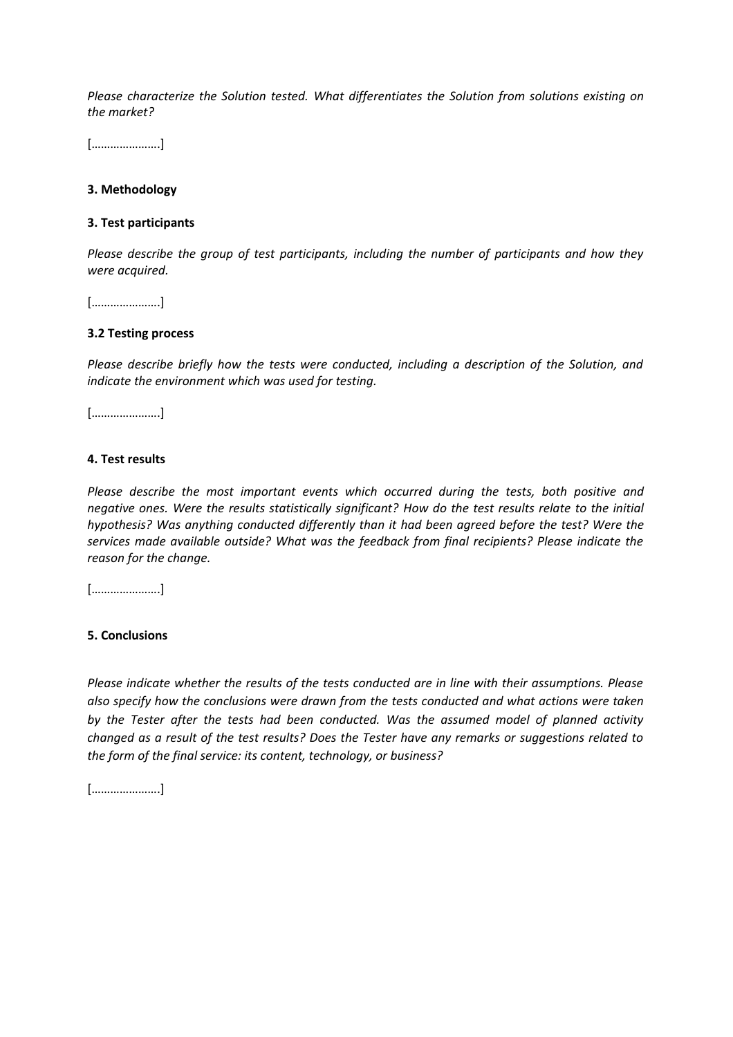*Please characterize the Solution tested. What differentiates the Solution from solutions existing on the market?*

[………………….]

**3. Methodology**

**3. Test participants**

*Please describe the group of test participants, including the number of participants and how they were acquired.*

[………………….]

**3.2 Testing process**

*Please describe briefly how the tests were conducted, including a description of the Solution, and indicate the environment which was used for testing.*

[………………….]

**4. Test results**

*Please describe the most important events which occurred during the tests, both positive and negative ones. Were the results statistically significant? How do the test results relate to the initial hypothesis? Was anything conducted differently than it had been agreed before the test? Were the services made available outside? What was the feedback from final recipients? Please indicate the reason for the change.*

[………………….]

**5. Conclusions**

*Please indicate whether the results of the tests conducted are in line with their assumptions. Please also specify how the conclusions were drawn from the tests conducted and what actions were taken by the Tester after the tests had been conducted. Was the assumed model of planned activity changed as a result of the test results? Does the Tester have any remarks or suggestions related to the form of the final service: its content, technology, or business?*

[………………….]